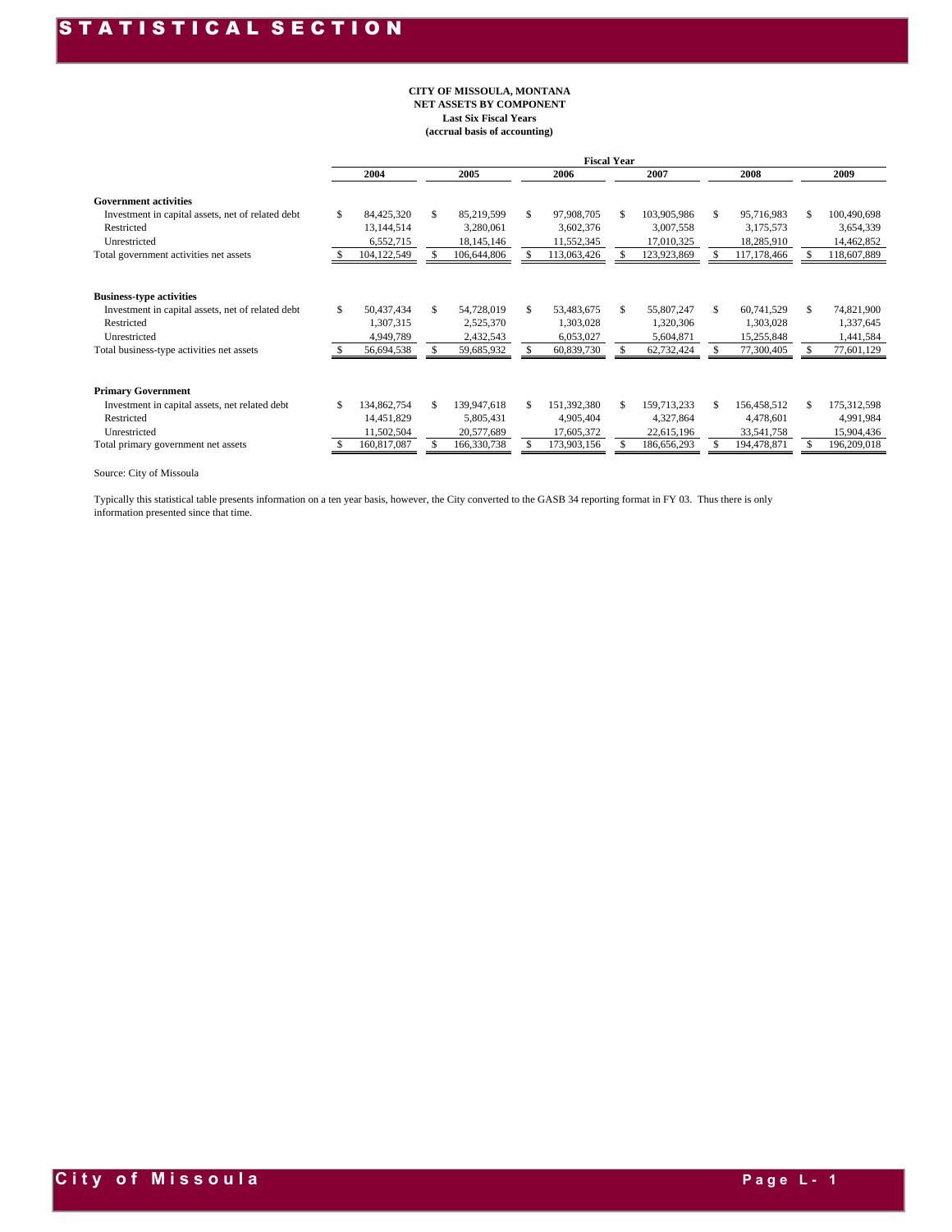# STATISTICAL SECTION

**CITY OF MISSOULA, MONTANA**
**NET ASSETS BY COMPONENT**
**Last Six Fiscal Years**
**(accrual basis of accounting)**

| | Fiscal Year | | | | | |
|---|---|---|---|---|---|---|
| | 2004 | 2005 | 2006 | 2007 | 2008 | 2009 |
| **Government activities** | | | | | | |
| Investment in capital assets, net of related debt | $ 84,425,320 | $ 85,219,599 | $ 97,908,705 | $ 103,905,986 | $ 95,716,983 | $ 100,490,698 |
| Restricted | 13,144,514 | 3,280,061 | 3,602,376 | 3,007,558 | 3,175,573 | 3,654,339 |
| Unrestricted | 6,552,715 | 18,145,146 | 11,552,345 | 17,010,325 | 18,285,910 | 14,462,852 |
| Total government activities net assets | $ 104,122,549 | $ 106,644,806 | $ 113,063,426 | $ 123,923,869 | $ 117,178,466 | $ 118,607,889 |
| **Business-type activities** | | | | | | |
| Investment in capital assets, net of related debt | $ 50,437,434 | $ 54,728,019 | $ 53,483,675 | $ 55,807,247 | $ 60,741,529 | $ 74,821,900 |
| Restricted | 1,307,315 | 2,525,370 | 1,303,028 | 1,320,306 | 1,303,028 | 1,337,645 |
| Unrestricted | 4,949,789 | 2,432,543 | 6,053,027 | 5,604,871 | 15,255,848 | 1,441,584 |
| Total business-type activities net assets | $ 56,694,538 | $ 59,685,932 | $ 60,839,730 | $ 62,732,424 | $ 77,300,405 | $ 77,601,129 |
| **Primary Government** | | | | | | |
| Investment in capital assets, net related debt | $ 134,862,754 | $ 139,947,618 | $ 151,392,380 | $ 159,713,233 | $ 156,458,512 | $ 175,312,598 |
| Restricted | 14,451,829 | 5,805,431 | 4,905,404 | 4,327,864 | 4,478,601 | 4,991,984 |
| Unrestricted | 11,502,504 | 20,577,689 | 17,605,372 | 22,615,196 | 33,541,758 | 15,904,436 |
| Total primary government net assets | $ 160,817,087 | $ 166,330,738 | $ 173,903,156 | $ 186,656,293 | $ 194,478,871 | $ 196,209,018 |

Source: City of Missoula

Typically this statistical table presents information on a ten year basis, however, the City converted to the GASB 34 reporting format in FY 03. Thus there is only information presented since that time.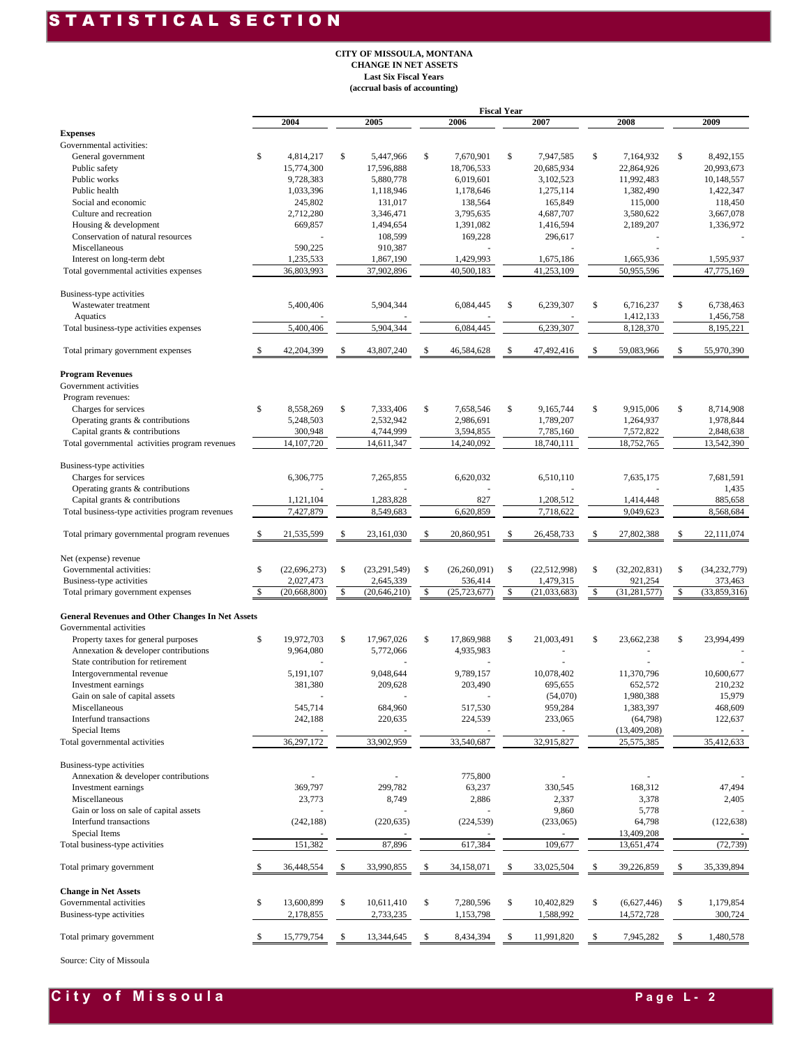# STATISTICAL SECTION

**CITY OF MISSOULA, MONTANA**
**CHANGE IN NET ASSETS**
**Last Six Fiscal Years**
**(accrual basis of accounting)**

| | Fiscal Year | | | | | |
|---|---|---|---|---|---|---|
| | 2004 | 2005 | 2006 | 2007 | 2008 | 2009 |
| **Expenses** | | | | | | |
| Governmental activities: | | | | | | |
| General government | $ 4,814,217 | $ 5,447,966 | $ 7,670,901 | $ 7,947,585 | $ 7,164,932 | $ 8,492,155 |
| Public safety | 15,774,300 | 17,596,888 | 18,706,533 | 20,685,934 | 22,864,926 | 20,993,673 |
| Public works | 9,728,383 | 5,880,778 | 6,019,601 | 3,102,523 | 11,992,483 | 10,148,557 |
| Public health | 1,033,396 | 1,118,946 | 1,178,646 | 1,275,114 | 1,382,490 | 1,422,347 |
| Social and economic | 245,802 | 131,017 | 138,564 | 165,849 | 115,000 | 118,450 |
| Culture and recreation | 2,712,280 | 3,346,471 | 3,795,635 | 4,687,707 | 3,580,622 | 3,667,078 |
| Housing & development | 669,857 | 1,494,654 | 1,391,082 | 1,416,594 | 2,189,207 | 1,336,972 |
| Conservation of natural resources | - | 108,599 | 169,228 | 296,617 | - | - |
| Miscellaneous | 590,225 | 910,387 | - | - | - | |
| Interest on long-term debt | 1,235,533 | 1,867,190 | 1,429,993 | 1,675,186 | 1,665,936 | 1,595,937 |
| Total governmental activities expenses | 36,803,993 | 37,902,896 | 40,500,183 | 41,253,109 | 50,955,596 | 47,775,169 |
| Business-type activities | | | | | | |
| Wastewater treatment | 5,400,406 | 5,904,344 | 6,084,445 | $ 6,239,307 | $ 6,716,237 | $ 6,738,463 |
| Aquatics | - | - | - | - | 1,412,133 | 1,456,758 |
| Total business-type activities expenses | 5,400,406 | 5,904,344 | 6,084,445 | 6,239,307 | 8,128,370 | 8,195,221 |
| Total primary government expenses | $ 42,204,399 | $ 43,807,240 | $ 46,584,628 | $ 47,492,416 | $ 59,083,966 | $ 55,970,390 |
| **Program Revenues** | | | | | | |
| Government activities | | | | | | |
| Program revenues: | | | | | | |
| Charges for services | $ 8,558,269 | $ 7,333,406 | $ 7,658,546 | $ 9,165,744 | $ 9,915,006 | $ 8,714,908 |
| Operating grants & contributions | 5,248,503 | 2,532,942 | 2,986,691 | 1,789,207 | 1,264,937 | 1,978,844 |
| Capital grants & contributions | 300,948 | 4,744,999 | 3,594,855 | 7,785,160 | 7,572,822 | 2,848,638 |
| Total governmental activities program revenues | 14,107,720 | 14,611,347 | 14,240,092 | 18,740,111 | 18,752,765 | 13,542,390 |
| Business-type activities | | | | | | |
| Charges for services | 6,306,775 | 7,265,855 | 6,620,032 | 6,510,110 | 7,635,175 | 7,681,591 |
| Operating grants & contributions | - | - | - | - | - | 1,435 |
| Capital grants & contributions | 1,121,104 | 1,283,828 | 827 | 1,208,512 | 1,414,448 | 885,658 |
| Total business-type activities program revenues | 7,427,879 | 8,549,683 | 6,620,859 | 7,718,622 | 9,049,623 | 8,568,684 |
| Total primary governmental program revenues | $ 21,535,599 | $ 23,161,030 | $ 20,860,951 | $ 26,458,733 | $ 27,802,388 | $ 22,111,074 |
| Net (expense) revenue | | | | | | |
| Governmental activities: | $ (22,696,273) | $ (23,291,549) | $ (26,260,091) | $ (22,512,998) | $ (32,202,831) | $ (34,232,779) |
| Business-type activities | 2,027,473 | 2,645,339 | 536,414 | 1,479,315 | 921,254 | 373,463 |
| Total primary government expenses | $ (20,668,800) | $ (20,646,210) | $ (25,723,677) | $ (21,033,683) | $ (31,281,577) | $ (33,859,316) |
| **General Revenues and Other Changes In Net Assets** | | | | | | |
| Governmental activities | | | | | | |
| Property taxes for general purposes | $ 19,972,703 | $ 17,967,026 | $ 17,869,988 | $ 21,003,491 | $ 23,662,238 | $ 23,994,499 |
| Annexation & developer contributions | 9,964,080 | 5,772,066 | 4,935,983 | - | - | - |
| State contribution for retirement | - | - | - | - | - | - |
| Intergovernmental revenue | 5,191,107 | 9,048,644 | 9,789,157 | 10,078,402 | 11,370,796 | 10,600,677 |
| Investment earnings | 381,380 | 209,628 | 203,490 | 695,655 | 652,572 | 210,232 |
| Gain on sale of capital assets | - | - | - | (54,070) | 1,980,388 | 15,979 |
| Miscellaneous | 545,714 | 684,960 | 517,530 | 959,284 | 1,383,397 | 468,609 |
| Interfund transactions | 242,188 | 220,635 | 224,539 | 233,065 | (64,798) | 122,637 |
| Special Items | - | - | - | - | (13,409,208) | - |
| Total governmental activities | 36,297,172 | 33,902,959 | 33,540,687 | 32,915,827 | 25,575,385 | 35,412,633 |
| Business-type activities | | | | | | |
| Annexation & developer contributions | - | - | 775,800 | - | - | - |
| Investment earnings | 369,797 | 299,782 | 63,237 | 330,545 | 168,312 | 47,494 |
| Miscellaneous | 23,773 | 8,749 | 2,886 | 2,337 | 3,378 | 2,405 |
| Gain or loss on sale of capital assets | - | - | - | 9,860 | 5,778 | - |
| Interfund transactions | (242,188) | (220,635) | (224,539) | (233,065) | 64,798 | (122,638) |
| Special Items | - | - | - | - | 13,409,208 | - |
| Total business-type activities | 151,382 | 87,896 | 617,384 | 109,677 | 13,651,474 | (72,739) |
| Total primary government | $ 36,448,554 | $ 33,990,855 | $ 34,158,071 | $ 33,025,504 | $ 39,226,859 | $ 35,339,894 |
| **Change in Net Assets** | | | | | | |
| Governmental activities | $ 13,600,899 | $ 10,611,410 | $ 7,280,596 | $ 10,402,829 | $ (6,627,446) | $ 1,179,854 |
| Business-type activities | 2,178,855 | 2,733,235 | 1,153,798 | 1,588,992 | 14,572,728 | 300,724 |
| Total primary government | $ 15,779,754 | $ 13,344,645 | $ 8,434,394 | $ 11,991,820 | $ 7,945,282 | $ 1,480,578 |

Source: City of Missoula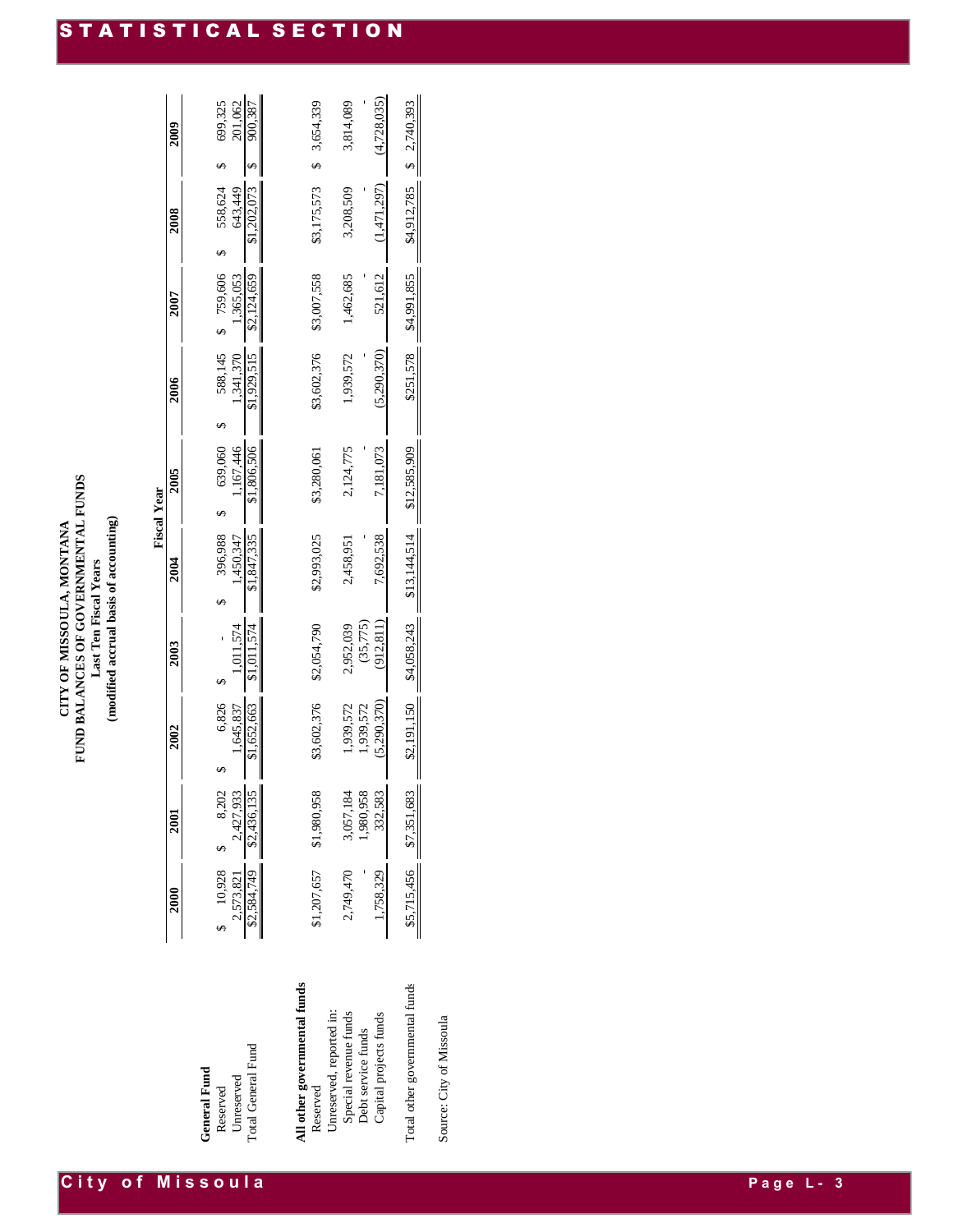# CITY OF MISSOULA, MONTANA
## FUND BALANCES OF GOVERNMENTAL FUNDS
### Last Ten Fiscal Years
### (modified accrual basis of accounting)

| | Fiscal Year | | | | | | | | | |
|---|---|---|---|---|---|---|---|---|---|---|
| | 2000 | 2001 | 2002 | 2003 | 2004 | 2005 | 2006 | 2007 | 2008 | 2009 |
| **General Fund** | | | | | | | | | | |
| Reserved | $ 10,928 | $ 8,202 | $ 6,826 | $ - | $ 396,988 | $ 639,060 | $ 588,145 | $ 759,606 | $ 558,624 | $ 699,325 |
| Unreserved | 2,573,821 | 2,427,933 | 1,645,837 | 1,011,574 | 1,450,347 | 1,167,446 | 1,341,370 | 1,365,053 | 643,449 | 201,062 |
| Total General Fund | $2,584,749 | $2,436,135 | $1,652,663 | $1,011,574 | $1,847,335 | $1,806,506 | $1,929,515 | $2,124,659 | $1,202,073 | $ 900,387 |
| **All other governmental funds** | | | | | | | | | | |
| Reserved | $1,207,657 | $1,980,958 | $3,602,376 | $2,054,790 | $2,993,025 | $3,280,061 | $3,602,376 | $3,007,558 | $3,175,573 | $ 3,654,339 |
| Unreserved, reported in: | | | | | | | | | | |
| Special revenue funds | 2,749,470 | 3,057,184 | 1,939,572 | 2,952,039 | 2,458,951 | 2,124,775 | 1,939,572 | 1,462,685 | 3,208,509 | 3,814,089 |
| Debt service funds | - | 1,980,958 | 1,939,572 | (35,775) | - | - | - | - | - | - |
| Capital projects funds | 1,758,329 | 332,583 | (5,290,370) | (912,811) | 7,692,538 | 7,181,073 | (5,290,370) | 521,612 | (1,471,297) | (4,728,035) |
| Total other governmental funds | $5,715,456 | $7,351,683 | $2,191,150 | $4,058,243 | $13,144,514 | $12,585,909 | $251,578 | $4,991,855 | $4,912,785 | $ 2,740,393 |

Source: City of Missoula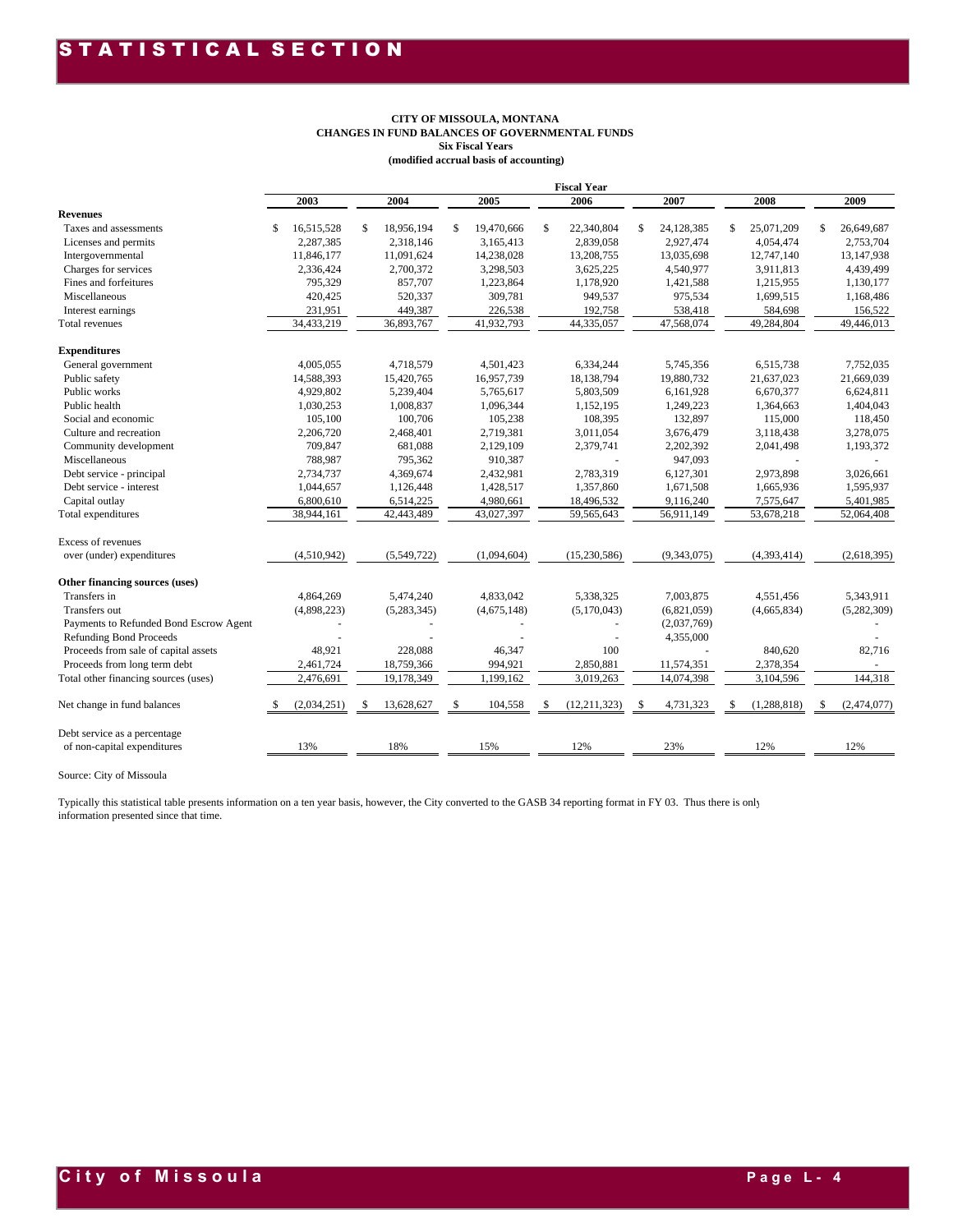# STATISTICAL SECTION

**CITY OF MISSOULA, MONTANA**
**CHANGES IN FUND BALANCES OF GOVERNMENTAL FUNDS**
**Six Fiscal Years**
**(modified accrual basis of accounting)**

| | Fiscal Year | | | | | | |
|---|---|---|---|---|---|---|---|
| | 2003 | 2004 | 2005 | 2006 | 2007 | 2008 | 2009 |
| **Revenues** | | | | | | | |
| Taxes and assessments | $ 16,515,528 | $ 18,956,194 | $ 19,470,666 | $ 22,340,804 | $ 24,128,385 | $ 25,071,209 | $ 26,649,687 |
| Licenses and permits | 2,287,385 | 2,318,146 | 3,165,413 | 2,839,058 | 2,927,474 | 4,054,474 | 2,753,704 |
| Intergovernmental | 11,846,177 | 11,091,624 | 14,238,028 | 13,208,755 | 13,035,698 | 12,747,140 | 13,147,938 |
| Charges for services | 2,336,424 | 2,700,372 | 3,298,503 | 3,625,225 | 4,540,977 | 3,911,813 | 4,439,499 |
| Fines and forfeitures | 795,329 | 857,707 | 1,223,864 | 1,178,920 | 1,421,588 | 1,215,955 | 1,130,177 |
| Miscellaneous | 420,425 | 520,337 | 309,781 | 949,537 | 975,534 | 1,699,515 | 1,168,486 |
| Interest earnings | 231,951 | 449,387 | 226,538 | 192,758 | 538,418 | 584,698 | 156,522 |
| Total revenues | 34,433,219 | 36,893,767 | 41,932,793 | 44,335,057 | 47,568,074 | 49,284,804 | 49,446,013 |
| **Expenditures** | | | | | | | |
| General government | 4,005,055 | 4,718,579 | 4,501,423 | 6,334,244 | 5,745,356 | 6,515,738 | 7,752,035 |
| Public safety | 14,588,393 | 15,420,765 | 16,957,739 | 18,138,794 | 19,880,732 | 21,637,023 | 21,669,039 |
| Public works | 4,929,802 | 5,239,404 | 5,765,617 | 5,803,509 | 6,161,928 | 6,670,377 | 6,624,811 |
| Public health | 1,030,253 | 1,008,837 | 1,096,344 | 1,152,195 | 1,249,223 | 1,364,663 | 1,404,043 |
| Social and economic | 105,100 | 100,706 | 105,238 | 108,395 | 132,897 | 115,000 | 118,450 |
| Culture and recreation | 2,206,720 | 2,468,401 | 2,719,381 | 3,011,054 | 3,676,479 | 3,118,438 | 3,278,075 |
| Community development | 709,847 | 681,088 | 2,129,109 | 2,379,741 | 2,202,392 | 2,041,498 | 1,193,372 |
| Miscellaneous | 788,987 | 795,362 | 910,387 | - | 947,093 | - | - |
| Debt service - principal | 2,734,737 | 4,369,674 | 2,432,981 | 2,783,319 | 6,127,301 | 2,973,898 | 3,026,661 |
| Debt service - interest | 1,044,657 | 1,126,448 | 1,428,517 | 1,357,860 | 1,671,508 | 1,665,936 | 1,595,937 |
| Capital outlay | 6,800,610 | 6,514,225 | 4,980,661 | 18,496,532 | 9,116,240 | 7,575,647 | 5,401,985 |
| Total expenditures | 38,944,161 | 42,443,489 | 43,027,397 | 59,565,643 | 56,911,149 | 53,678,218 | 52,064,408 |
| Excess of revenues over (under) expenditures | (4,510,942) | (5,549,722) | (1,094,604) | (15,230,586) | (9,343,075) | (4,393,414) | (2,618,395) |
| **Other financing sources (uses)** | | | | | | | |
| Transfers in | 4,864,269 | 5,474,240 | 4,833,042 | 5,338,325 | 7,003,875 | 4,551,456 | 5,343,911 |
| Transfers out | (4,898,223) | (5,283,345) | (4,675,148) | (5,170,043) | (6,821,059) | (4,665,834) | (5,282,309) |
| Payments to Refunded Bond Escrow Agent | - | - | - | - | (2,037,769) | | - |
| Refunding Bond Proceeds | - | - | - | - | 4,355,000 | | - |
| Proceeds from sale of capital assets | 48,921 | 228,088 | 46,347 | 100 | - | 840,620 | 82,716 |
| Proceeds from long term debt | 2,461,724 | 18,759,366 | 994,921 | 2,850,881 | 11,574,351 | 2,378,354 | - |
| Total other financing sources (uses) | 2,476,691 | 19,178,349 | 1,199,162 | 3,019,263 | 14,074,398 | 3,104,596 | 144,318 |
| Net change in fund balances | $ (2,034,251) | $ 13,628,627 | $ 104,558 | $ (12,211,323) | $ 4,731,323 | $ (1,288,818) | $ (2,474,077) |
| Debt service as a percentage of non-capital expenditures | 13% | 18% | 15% | 12% | 23% | 12% | 12% |

Source: City of Missoula

Typically this statistical table presents information on a ten year basis, however, the City converted to the GASB 34 reporting format in FY 03. Thus there is only information presented since that time.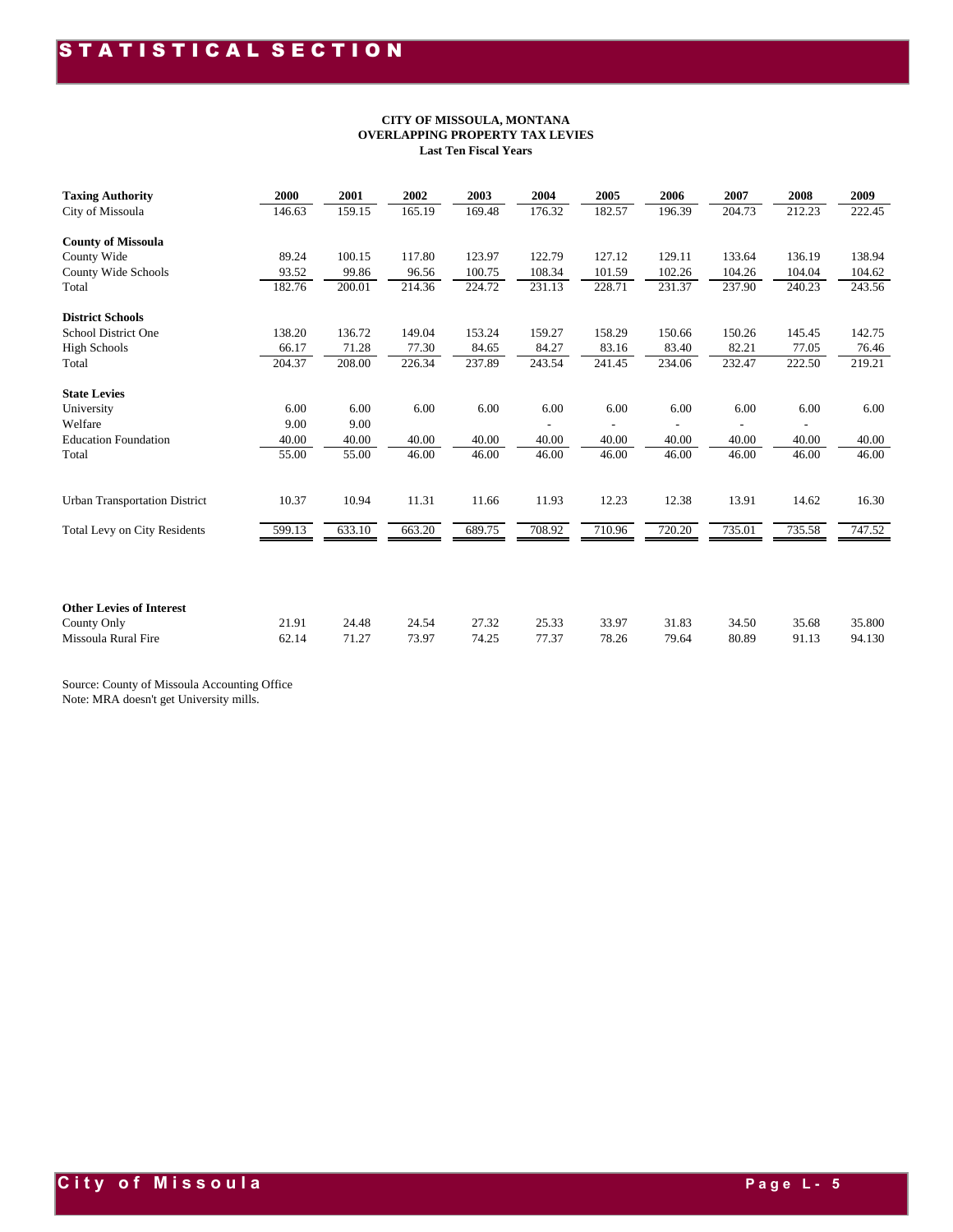**CITY OF MISSOULA, MONTANA**
**OVERLAPPING PROPERTY TAX LEVIES**
**Last Ten Fiscal Years**

| Taxing Authority | 2000 | 2001 | 2002 | 2003 | 2004 | 2005 | 2006 | 2007 | 2008 | 2009 |
|---|---|---|---|---|---|---|---|---|---|---|
| City of Missoula | 146.63 | 159.15 | 165.19 | 169.48 | 176.32 | 182.57 | 196.39 | 204.73 | 212.23 | 222.45 |
| **County of Missoula** | | | | | | | | | | |
| County Wide | 89.24 | 100.15 | 117.80 | 123.97 | 122.79 | 127.12 | 129.11 | 133.64 | 136.19 | 138.94 |
| County Wide Schools | 93.52 | 99.86 | 96.56 | 100.75 | 108.34 | 101.59 | 102.26 | 104.26 | 104.04 | 104.62 |
| Total | 182.76 | 200.01 | 214.36 | 224.72 | 231.13 | 228.71 | 231.37 | 237.90 | 240.23 | 243.56 |
| **District Schools** | | | | | | | | | | |
| School District One | 138.20 | 136.72 | 149.04 | 153.24 | 159.27 | 158.29 | 150.66 | 150.26 | 145.45 | 142.75 |
| High Schools | 66.17 | 71.28 | 77.30 | 84.65 | 84.27 | 83.16 | 83.40 | 82.21 | 77.05 | 76.46 |
| Total | 204.37 | 208.00 | 226.34 | 237.89 | 243.54 | 241.45 | 234.06 | 232.47 | 222.50 | 219.21 |
| **State Levies** | | | | | | | | | | |
| University | 6.00 | 6.00 | 6.00 | 6.00 | 6.00 | 6.00 | 6.00 | 6.00 | 6.00 | 6.00 |
| Welfare | 9.00 | 9.00 | | | - | - | - | - | - | |
| Education Foundation | 40.00 | 40.00 | 40.00 | 40.00 | 40.00 | 40.00 | 40.00 | 40.00 | 40.00 | 40.00 |
| Total | 55.00 | 55.00 | 46.00 | 46.00 | 46.00 | 46.00 | 46.00 | 46.00 | 46.00 | 46.00 |
| Urban Transportation District | 10.37 | 10.94 | 11.31 | 11.66 | 11.93 | 12.23 | 12.38 | 13.91 | 14.62 | 16.30 |
| Total Levy on City Residents | 599.13 | 633.10 | 663.20 | 689.75 | 708.92 | 710.96 | 720.20 | 735.01 | 735.58 | 747.52 |
| **Other Levies of Interest** | | | | | | | | | | |
| County Only | 21.91 | 24.48 | 24.54 | 27.32 | 25.33 | 33.97 | 31.83 | 34.50 | 35.68 | 35.800 |
| Missoula Rural Fire | 62.14 | 71.27 | 73.97 | 74.25 | 77.37 | 78.26 | 79.64 | 80.89 | 91.13 | 94.130 |

Source: County of Missoula Accounting Office
Note: MRA doesn't get University mills.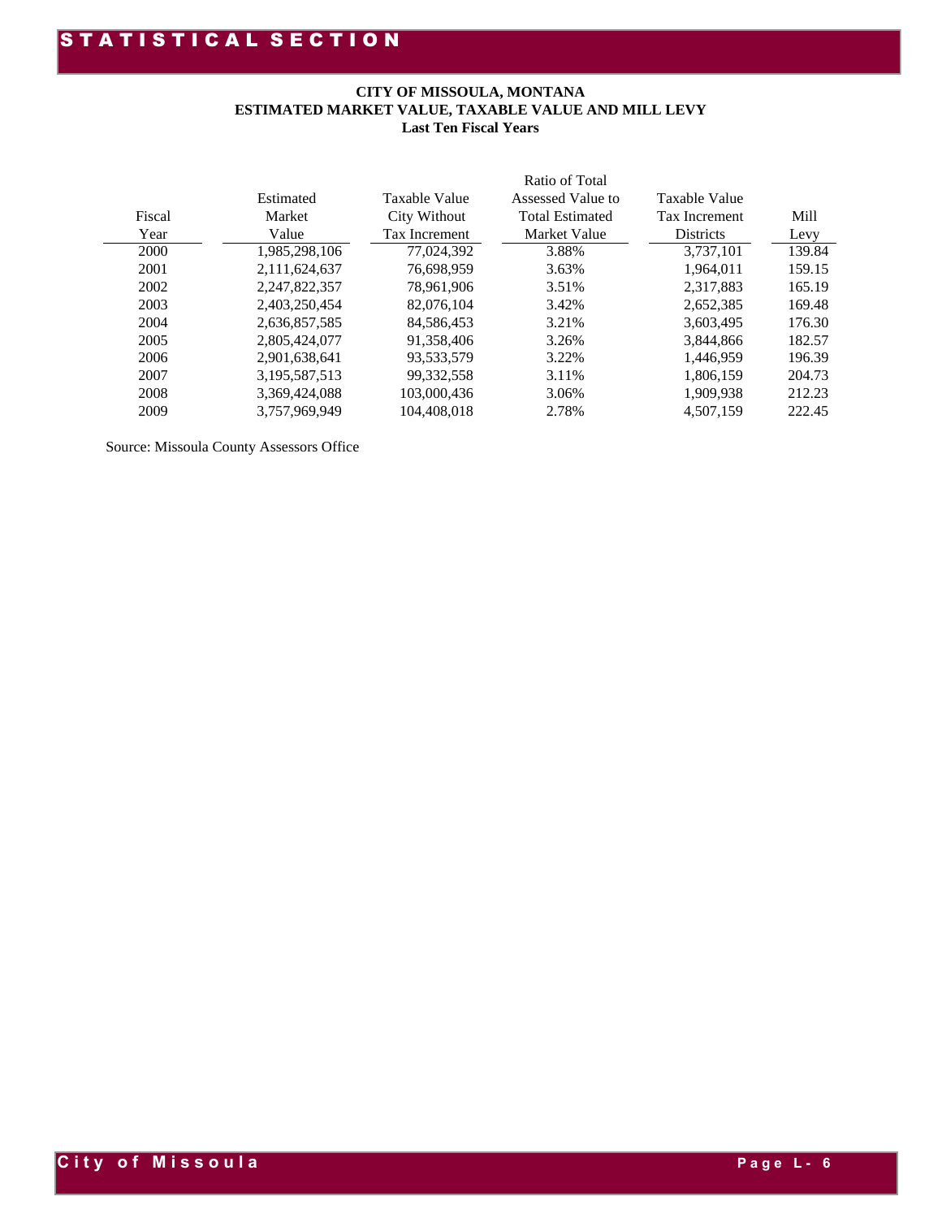**CITY OF MISSOULA, MONTANA**
**ESTIMATED MARKET VALUE, TAXABLE VALUE AND MILL LEVY**
**Last Ten Fiscal Years**

| Fiscal Year | Estimated Market Value | Taxable Value City Without Tax Increment | Ratio of Total Assessed Value to Total Estimated Market Value | Taxable Value Tax Increment Districts | Mill Levy |
|---|---|---|---|---|---|
| 2000 | 1,985,298,106 | 77,024,392 | 3.88% | 3,737,101 | 139.84 |
| 2001 | 2,111,624,637 | 76,698,959 | 3.63% | 1,964,011 | 159.15 |
| 2002 | 2,247,822,357 | 78,961,906 | 3.51% | 2,317,883 | 165.19 |
| 2003 | 2,403,250,454 | 82,076,104 | 3.42% | 2,652,385 | 169.48 |
| 2004 | 2,636,857,585 | 84,586,453 | 3.21% | 3,603,495 | 176.30 |
| 2005 | 2,805,424,077 | 91,358,406 | 3.26% | 3,844,866 | 182.57 |
| 2006 | 2,901,638,641 | 93,533,579 | 3.22% | 1,446,959 | 196.39 |
| 2007 | 3,195,587,513 | 99,332,558 | 3.11% | 1,806,159 | 204.73 |
| 2008 | 3,369,424,088 | 103,000,436 | 3.06% | 1,909,938 | 212.23 |
| 2009 | 3,757,969,949 | 104,408,018 | 2.78% | 4,507,159 | 222.45 |

Source: Missoula County Assessors Office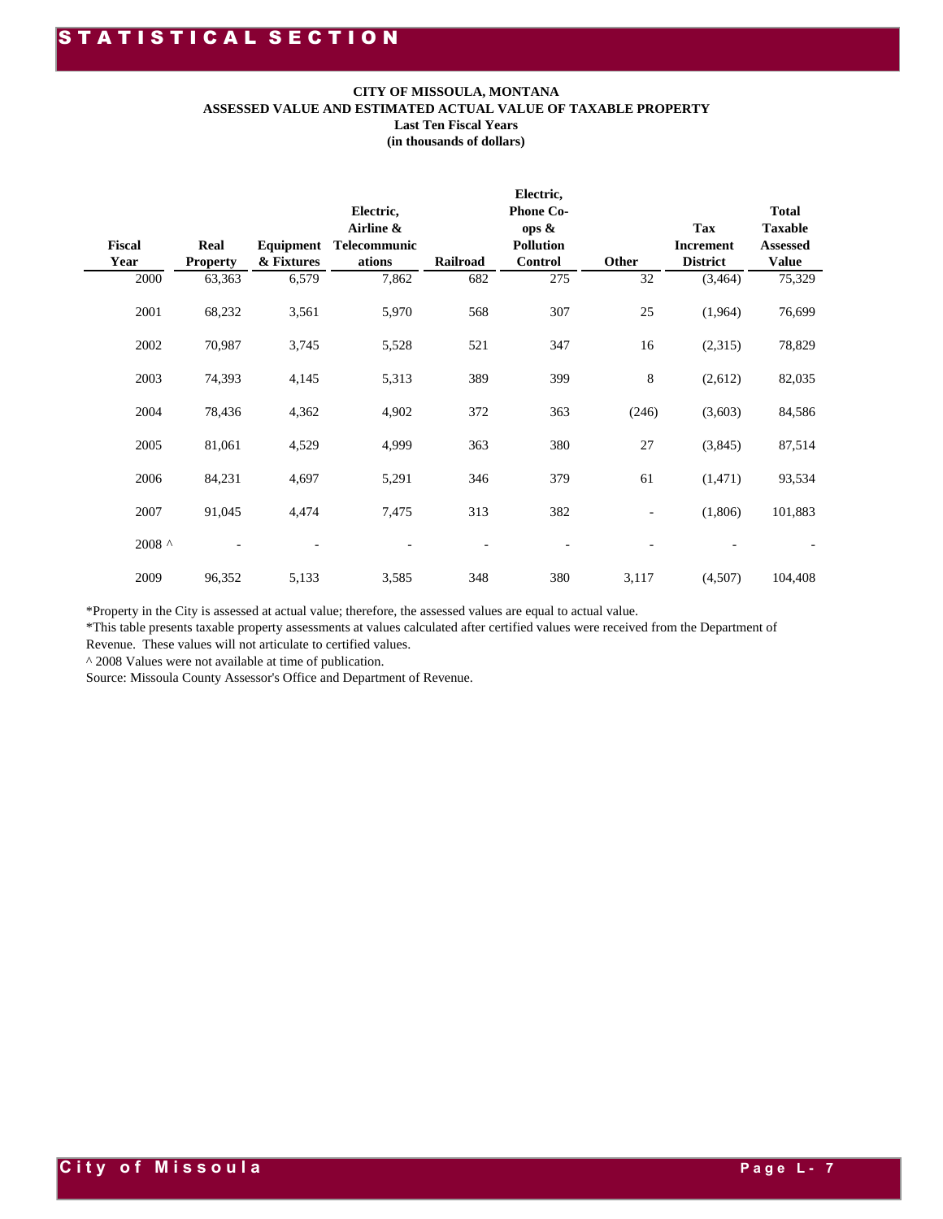**CITY OF MISSOULA, MONTANA**
**ASSESSED VALUE AND ESTIMATED ACTUAL VALUE OF TAXABLE PROPERTY**
**Last Ten Fiscal Years**
**(in thousands of dollars)**

| Fiscal Year | Real Property | Equipment & Fixtures | Electric, Airline & Telecommunications | Railroad | Electric, Phone Co-ops & Pollution Control | Other | Tax Increment District | Total Taxable Assessed Value |
|---|---|---|---|---|---|---|---|---|
| 2000 | 63,363 | 6,579 | 7,862 | 682 | 275 | 32 | (3,464) | 75,329 |
| 2001 | 68,232 | 3,561 | 5,970 | 568 | 307 | 25 | (1,964) | 76,699 |
| 2002 | 70,987 | 3,745 | 5,528 | 521 | 347 | 16 | (2,315) | 78,829 |
| 2003 | 74,393 | 4,145 | 5,313 | 389 | 399 | 8 | (2,612) | 82,035 |
| 2004 | 78,436 | 4,362 | 4,902 | 372 | 363 | (246) | (3,603) | 84,586 |
| 2005 | 81,061 | 4,529 | 4,999 | 363 | 380 | 27 | (3,845) | 87,514 |
| 2006 | 84,231 | 4,697 | 5,291 | 346 | 379 | 61 | (1,471) | 93,534 |
| 2007 | 91,045 | 4,474 | 7,475 | 313 | 382 | - | (1,806) | 101,883 |
| 2008 ^ | - | - | - | - | - | - | - | - |
| 2009 | 96,352 | 5,133 | 3,585 | 348 | 380 | 3,117 | (4,507) | 104,408 |

*Property in the City is assessed at actual value; therefore, the assessed values are equal to actual value.

*This table presents taxable property assessments at values calculated after certified values were received from the Department of Revenue. These values will not articulate to certified values.

^ 2008 Values were not available at time of publication.

Source: Missoula County Assessor's Office and Department of Revenue.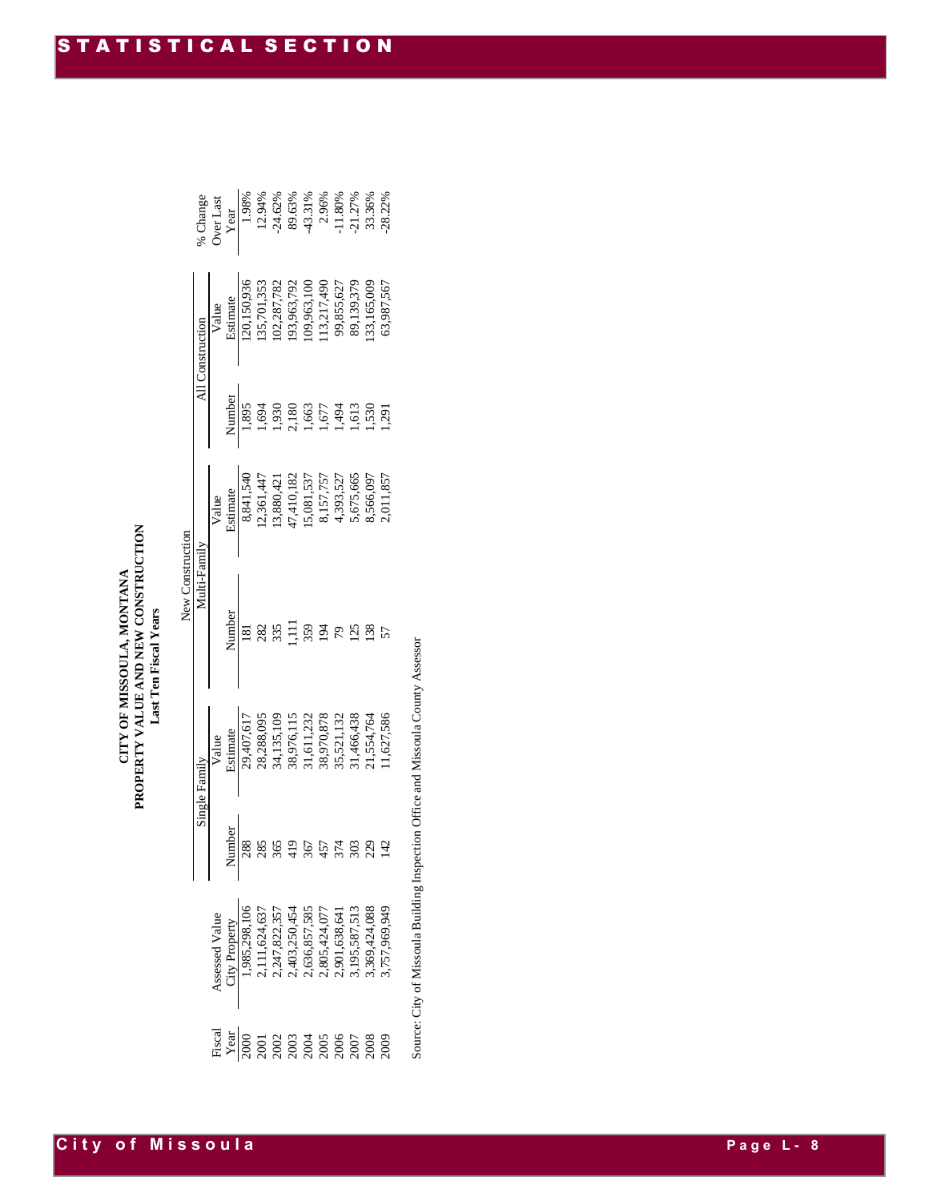# STATISTICAL SECTION

**CITY OF MISSOULA, MONTANA**
**PROPERTY VALUE AND NEW CONSTRUCTION**
**Last Ten Fiscal Years**

| Fiscal Year | Assessed Value City Property | New Construction | | | | All Construction | | % Change Over Last Year |
|---|---|---|---|---|---|---|---|---|
| | | Single Family | | Multi-Family | | | | |
| | | Number | Value Estimate | Number | Value Estimate | Number | Value Estimate | |
| 2000 | 1,985,298,106 | 288 | 29,407,617 | 181 | 8,841,540 | 1,895 | 120,150,936 | 1.98% |
| 2001 | 2,111,624,637 | 285 | 28,288,095 | 282 | 12,361,447 | 1,694 | 135,701,353 | 12.94% |
| 2002 | 2,247,822,357 | 365 | 34,135,109 | 335 | 13,880,421 | 1,930 | 102,287,782 | -24.62% |
| 2003 | 2,403,250,454 | 419 | 38,976,115 | 1,111 | 47,410,182 | 2,180 | 193,963,792 | 89.63% |
| 2004 | 2,636,857,585 | 367 | 31,611,232 | 359 | 15,081,537 | 1,663 | 109,963,100 | -43.31% |
| 2005 | 2,805,424,077 | 457 | 38,970,878 | 194 | 8,157,757 | 1,677 | 113,217,490 | 2.96% |
| 2006 | 2,901,638,641 | 374 | 35,521,132 | 79 | 4,393,527 | 1,494 | 99,855,627 | -11.80% |
| 2007 | 3,195,587,513 | 303 | 31,466,438 | 125 | 5,675,665 | 1,613 | 89,139,379 | -21.27% |
| 2008 | 3,369,424,088 | 229 | 21,554,764 | 138 | 8,566,097 | 1,530 | 133,165,009 | 33.36% |
| 2009 | 3,757,969,949 | 142 | 11,627,586 | 57 | 2,011,857 | 1,291 | 63,987,567 | -28.22% |

Source: City of Missoula Building Inspection Office and Missoula County Assessor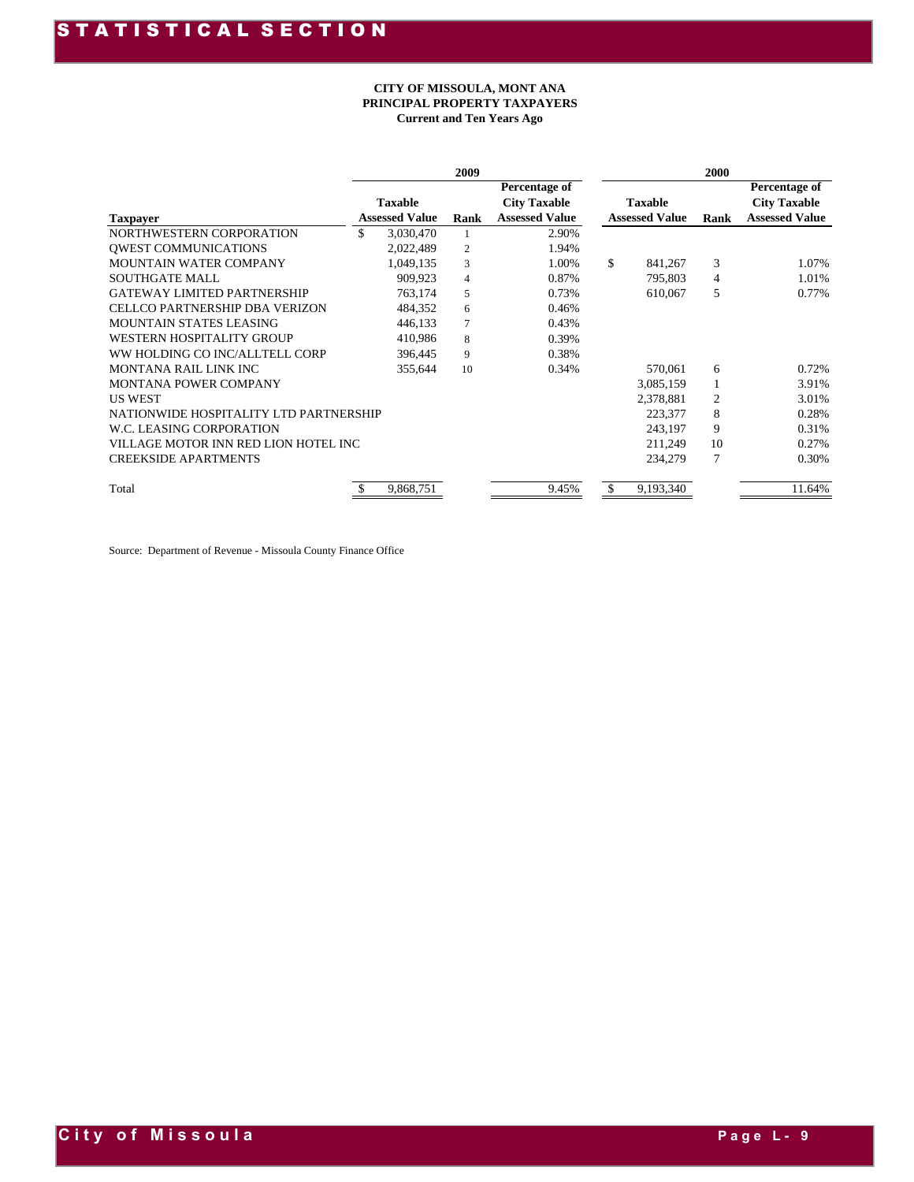**CITY OF MISSOULA, MONT ANA**
**PRINCIPAL PROPERTY TAXPAYERS**
**Current and Ten Years Ago**

| | 2009 | | | 2000 | | |
|---|---|---|---|---|---|---|
| Taxpayer | Taxable Assessed Value | Rank | Percentage of City Taxable Assessed Value | Taxable Assessed Value | Rank | Percentage of City Taxable Assessed Value |
| NORTHWESTERN CORPORATION | $ 3,030,470 | 1 | 2.90% | | | |
| QWEST COMMUNICATIONS | 2,022,489 | 2 | 1.94% | | | |
| MOUNTAIN WATER COMPANY | 1,049,135 | 3 | 1.00% | $ 841,267 | 3 | 1.07% |
| SOUTHGATE MALL | 909,923 | 4 | 0.87% | 795,803 | 4 | 1.01% |
| GATEWAY LIMITED PARTNERSHIP | 763,174 | 5 | 0.73% | 610,067 | 5 | 0.77% |
| CELLCO PARTNERSHIP DBA VERIZON | 484,352 | 6 | 0.46% | | | |
| MOUNTAIN STATES LEASING | 446,133 | 7 | 0.43% | | | |
| WESTERN HOSPITALITY GROUP | 410,986 | 8 | 0.39% | | | |
| WW HOLDING CO INC/ALLTELL CORP | 396,445 | 9 | 0.38% | | | |
| MONTANA RAIL LINK INC | 355,644 | 10 | 0.34% | 570,061 | 6 | 0.72% |
| MONTANA POWER COMPANY | | | | 3,085,159 | 1 | 3.91% |
| US WEST | | | | 2,378,881 | 2 | 3.01% |
| NATIONWIDE HOSPITALITY LTD PARTNERSHIP | | | | 223,377 | 8 | 0.28% |
| W.C. LEASING CORPORATION | | | | 243,197 | 9 | 0.31% |
| VILLAGE MOTOR INN RED LION HOTEL INC | | | | 211,249 | 10 | 0.27% |
| CREEKSIDE APARTMENTS | | | | 234,279 | 7 | 0.30% |
| Total | $ 9,868,751 | | 9.45% | $ 9,193,340 | | 11.64% |

Source: Department of Revenue - Missoula County Finance Office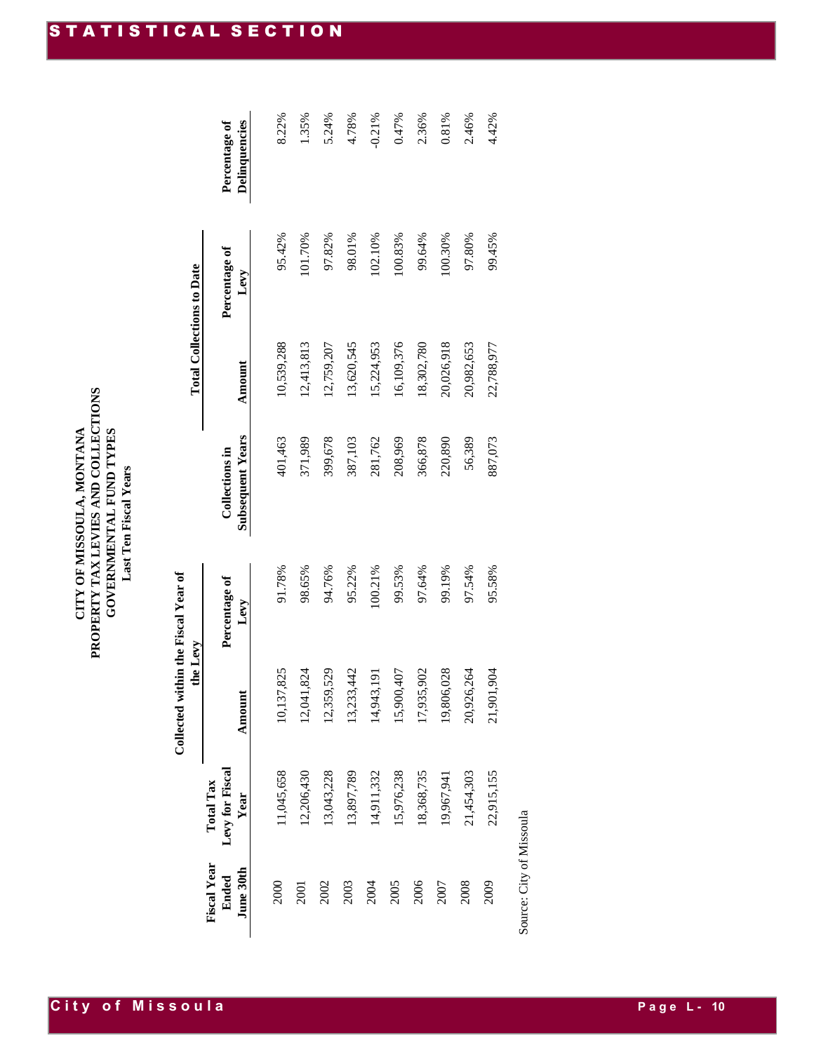# CITY OF MISSOULA, MONTANA
## PROPERTY TAX LEVIES AND COLLECTIONS
## GOVERNMENTAL FUND TYPES
### Last Ten Fiscal Years

| Fiscal Year Ended June 30th | Total Tax Levy for Fiscal Year | Collected within the Fiscal Year of the Levy | | Collections in Subsequent Years | Total Collections to Date | | Percentage of Delinquencies |
|---|---|---|---|---|---|---|---|
| | | Amount | Percentage of Levy | | Amount | Percentage of Levy | |
| 2000 | 11,045,658 | 10,137,825 | 91.78% | 401,463 | 10,539,288 | 95.42% | 8.22% |
| 2001 | 12,206,430 | 12,041,824 | 98.65% | 371,989 | 12,413,813 | 101.70% | 1.35% |
| 2002 | 13,043,228 | 12,359,529 | 94.76% | 399,678 | 12,759,207 | 97.82% | 5.24% |
| 2003 | 13,897,789 | 13,233,442 | 95.22% | 387,103 | 13,620,545 | 98.01% | 4.78% |
| 2004 | 14,911,332 | 14,943,191 | 100.21% | 281,762 | 15,224,953 | 102.10% | -0.21% |
| 2005 | 15,976,238 | 15,900,407 | 99.53% | 208,969 | 16,109,376 | 100.83% | 0.47% |
| 2006 | 18,368,735 | 17,935,902 | 97.64% | 366,878 | 18,302,780 | 99.64% | 2.36% |
| 2007 | 19,967,941 | 19,806,028 | 99.19% | 220,890 | 20,026,918 | 100.30% | 0.81% |
| 2008 | 21,454,303 | 20,926,264 | 97.54% | 56,389 | 20,982,653 | 97.80% | 2.46% |
| 2009 | 22,915,155 | 21,901,904 | 95.58% | 887,073 | 22,788,977 | 99.45% | 4.42% |

Source: City of Missoula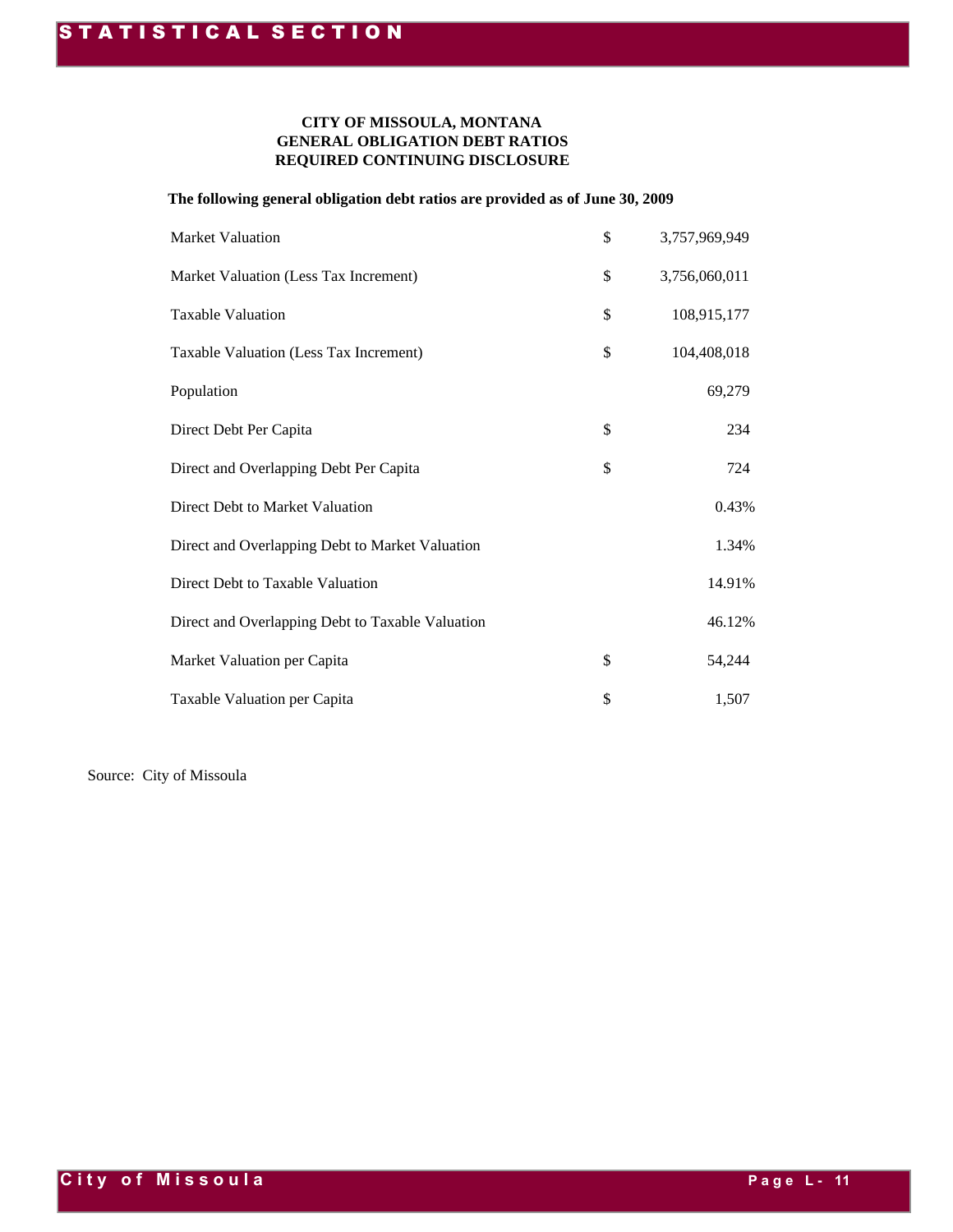# CITY OF MISSOULA, MONTANA
## GENERAL OBLIGATION DEBT RATIOS
## REQUIRED CONTINUING DISCLOSURE

**The following general obligation debt ratios are provided as of June 30, 2009**

| | | |
|---|---|---|
| Market Valuation | $ | 3,757,969,949 |
| Market Valuation (Less Tax Increment) | $ | 3,756,060,011 |
| Taxable Valuation | $ | 108,915,177 |
| Taxable Valuation (Less Tax Increment) | $ | 104,408,018 |
| Population | | 69,279 |
| Direct Debt Per Capita | $ | 234 |
| Direct and Overlapping Debt Per Capita | $ | 724 |
| Direct Debt to Market Valuation | | 0.43% |
| Direct and Overlapping Debt to Market Valuation | | 1.34% |
| Direct Debt to Taxable Valuation | | 14.91% |
| Direct and Overlapping Debt to Taxable Valuation | | 46.12% |
| Market Valuation per Capita | $ | 54,244 |
| Taxable Valuation per Capita | $ | 1,507 |

Source: City of Missoula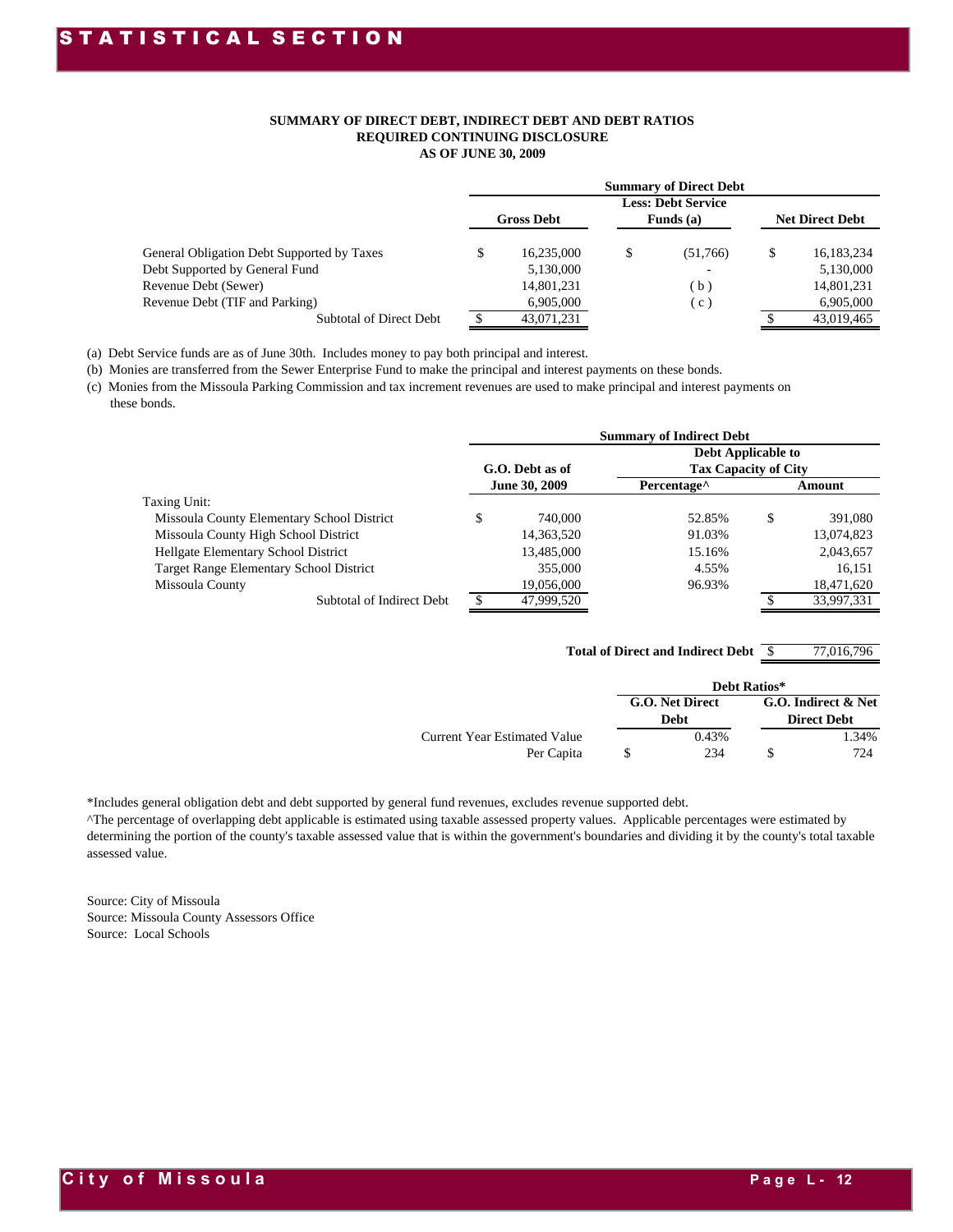## SUMMARY OF DIRECT DEBT, INDIRECT DEBT AND DEBT RATIOS
## REQUIRED CONTINUING DISCLOSURE
## AS OF JUNE 30, 2009

| | Summary of Direct Debt | | |
|---|---|---|---|
| | Gross Debt | Less: Debt Service Funds (a) | Net Direct Debt |
| General Obligation Debt Supported by Taxes | $ 16,235,000 | $ (51,766) | $ 16,183,234 |
| Debt Supported by General Fund | 5,130,000 | - | 5,130,000 |
| Revenue Debt (Sewer) | 14,801,231 | ( b ) | 14,801,231 |
| Revenue Debt (TIF and Parking) | 6,905,000 | ( c ) | 6,905,000 |
| Subtotal of Direct Debt | $ 43,071,231 | | $ 43,019,465 |

(a) Debt Service funds are as of June 30th. Includes money to pay both principal and interest.

(b) Monies are transferred from the Sewer Enterprise Fund to make the principal and interest payments on these bonds.

(c) Monies from the Missoula Parking Commission and tax increment revenues are used to make principal and interest payments on these bonds.

| | Summary of Indirect Debt | | |
|---|---|---|---|
| | G.O. Debt as of June 30, 2009 | Debt Applicable to Tax Capacity of City | |
| | | Percentage^ | Amount |
| Taxing Unit: | | | |
| Missoula County Elementary School District | $ 740,000 | 52.85% | $ 391,080 |
| Missoula County High School District | 14,363,520 | 91.03% | 13,074,823 |
| Hellgate Elementary School District | 13,485,000 | 15.16% | 2,043,657 |
| Target Range Elementary School District | 355,000 | 4.55% | 16,151 |
| Missoula County | 19,056,000 | 96.93% | 18,471,620 |
| Subtotal of Indirect Debt | $ 47,999,520 | | $ 33,997,331 |

**Total of Direct and Indirect Debt** $ 77,016,796

| | Debt Ratios* | |
|---|---|---|
| | G.O. Net Direct Debt | G.O. Indirect & Net Direct Debt |
| Current Year Estimated Value | 0.43% | 1.34% |
| Per Capita | $ 234 | $ 724 |

*Includes general obligation debt and debt supported by general fund revenues, excludes revenue supported debt.

^The percentage of overlapping debt applicable is estimated using taxable assessed property values. Applicable percentages were estimated by determining the portion of the county's taxable assessed value that is within the government's boundaries and dividing it by the county's total taxable assessed value.

Source: City of Missoula
Source: Missoula County Assessors Office
Source: Local Schools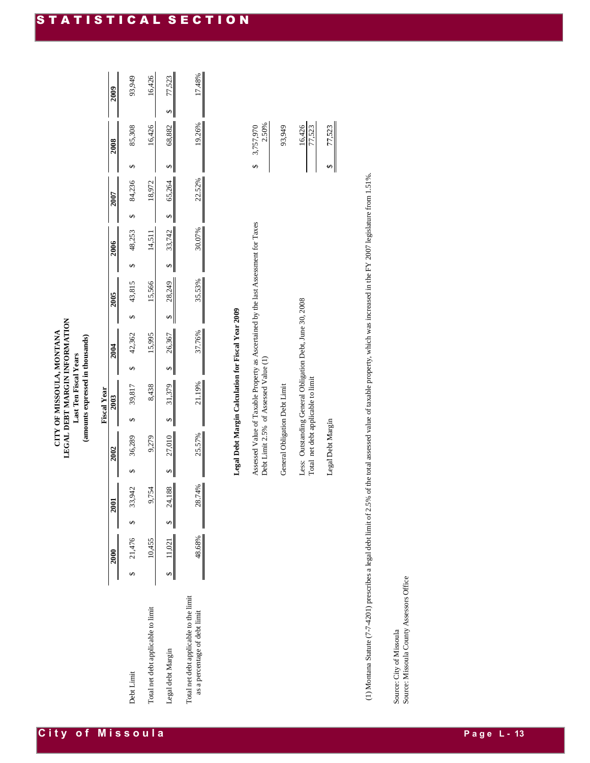# CITY OF MISSOULA, MONTANA
## LEGAL DEBT MARGIN INFORMATION
### Last Ten Fiscal Years
### (amounts expressed in thousands)

| | Fiscal Year | | | | | | | | | |
|---|---|---|---|---|---|---|---|---|---|---|
| | 2000 | 2001 | 2002 | 2003 | 2004 | 2005 | 2006 | 2007 | 2008 | 2009 |
| Debt Limit | $ 21,476 | $ 33,942 | $ 36,289 | $ 39,817 | $ 42,362 | $ 43,815 | $ 48,253 | $ 84,236 | $ 85,308 | 93,949 |
| Total net debt applicable to limit | 10,455 | 9,754 | 9,279 | 8,438 | 15,995 | 15,566 | 14,511 | 18,972 | 16,426 | 16,426 |
| Legal debt Margin | $ 11,021 | $ 24,188 | $ 27,010 | $ 31,379 | $ 26,367 | $ 28,249 | $ 33,742 | $ 65,264 | $ 68,882 | $ 77,523 |
| Total net debt applicable to the limit as a percentage of debt limit | 48.68% | 28.74% | 25.57% | 21.19% | 37.76% | 35.53% | 30.07% | 22.52% | 19.26% | 17.48% |

**Legal Debt Margin Calculation for Fiscal Year 2009**

| | |
|---|---|
| Assessed Value of Taxable Property as Ascertained by the last Assessment for Taxes | $ 3,757,970 |
| Debt Limit 2.5% of Assessed Value (1) | 2.50% |
| General Obligation Debt Limit | 93,949 |
| Less: Outstanding General Obligation Debt, June 30, 2008 | 16,426 |
| Total net debt applicable to limit | 77,523 |
| Legal Debt Margin | $ 77,523 |

(1) Montana Statute (7-7-4201) prescribes a legal debt limit of 2.5% of the total assessed value of taxable property, which was increased in the FY 2007 legislature from 1.51%.

Source: City of Missoula
Source: Missoula County Assessors Office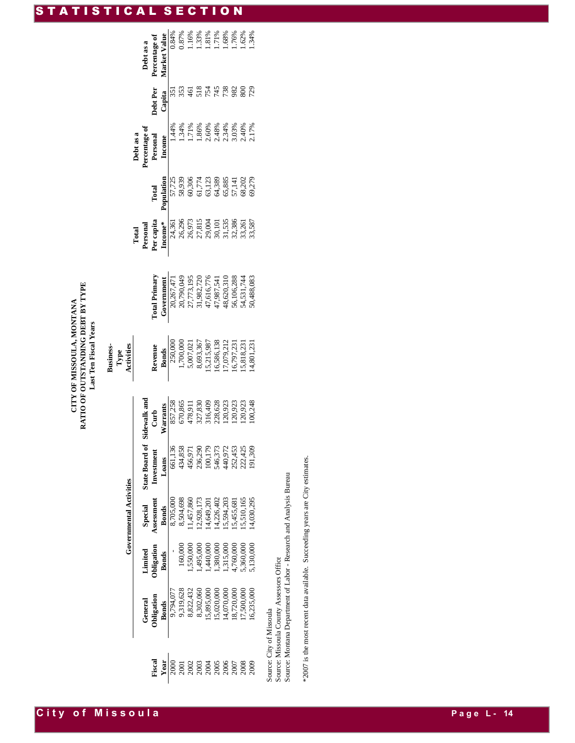# CITY OF MISSOULA, MONTANA
## RATIO OF OUTSTANDING DEBT BY TYPE
### Last Ten Fiscal Years

| | Governmental Activities | | | | | Business-Type Activities | | | | | | | |
|---|---|---|---|---|---|---|---|---|---|---|---|---|---|
| Fiscal Year | General Obligation Bonds | Limited Obligation Bonds | Special Assessment Bonds | State Board of Investment Loans | Sidewalk and Curb Warrants | Revenue Bonds | Total Primary Government | Total Personal Per capita Income* | Total Population | Debt as a Percentage of Personal Income | Debt Per Capita | Debt as a Percentage of Market Value |
| 2000 | 9,794,077 | - | 8,705,000 | 661,136 | 857,258 | 250,000 | 20,267,471 | 24,361 | 57,725 | 1.44% | 351 | 0.84% |
| 2001 | 9,319,628 | 160,000 | 8,504,698 | 434,858 | 670,865 | 1,700,000 | 20,790,049 | 26,296 | 58,939 | 1.34% | 353 | 0.87% |
| 2002 | 8,822,432 | 1,550,000 | 11,457,860 | 456,971 | 478,911 | 5,007,021 | 27,773,195 | 26,973 | 60,306 | 1.71% | 461 | 1.16% |
| 2003 | 8,302,060 | 1,495,000 | 12,928,173 | 236,290 | 327,830 | 8,693,367 | 31,982,720 | 27,815 | 61,774 | 1.86% | 518 | 1.33% |
| 2004 | 15,895,000 | 1,440,000 | 14,649,201 | 100,179 | 316,409 | 15,215,987 | 47,616,776 | 29,004 | 63,123 | 2.60% | 754 | 1.81% |
| 2005 | 15,020,000 | 1,380,000 | 14,226,402 | 546,373 | 228,628 | 16,586,138 | 47,987,541 | 30,101 | 64,389 | 2.48% | 745 | 1.71% |
| 2006 | 14,070,000 | 1,315,000 | 15,594,203 | 440,972 | 120,923 | 17,079,212 | 48,620,310 | 31,535 | 65,885 | 2.34% | 738 | 1.68% |
| 2007 | 18,720,000 | 4,760,000 | 15,455,681 | 252,453 | 120,923 | 16,797,231 | 56,106,288 | 32,386 | 57,141 | 3.03% | 982 | 1.76% |
| 2008 | 17,500,000 | 5,360,000 | 15,510,165 | 222,425 | 120,923 | 15,818,231 | 54,531,744 | 33,261 | 68,202 | 2.40% | 800 | 1.62% |
| 2009 | 16,235,000 | 5,130,000 | 14,030,295 | 191,309 | 100,248 | 14,801,231 | 50,488,083 | 33,587 | 69,279 | 2.17% | 729 | 1.34% |

Source: City of Missoula
Source: Missoula County Assessors Office
Source: Montana Department of Labor - Research and Analysis Bureau

*2007 is the most recent data available. Succeeding years are City estimates.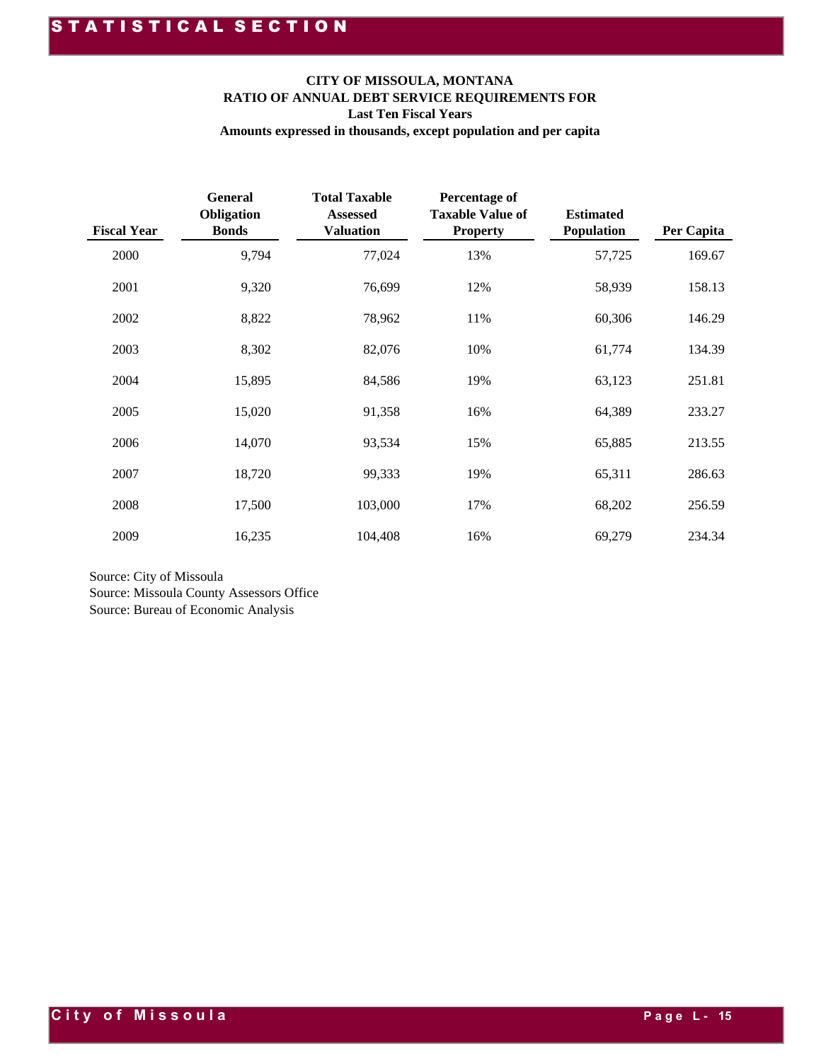STATISTICAL SECTION

**CITY OF MISSOULA, MONTANA**
**RATIO OF ANNUAL DEBT SERVICE REQUIREMENTS FOR**
**Last Ten Fiscal Years**
**Amounts expressed in thousands, except population and per capita**

| Fiscal Year | General Obligation Bonds | Total Taxable Assessed Valuation | Percentage of Taxable Value of Property | Estimated Population | Per Capita |
|---|---|---|---|---|---|
| 2000 | 9,794 | 77,024 | 13% | 57,725 | 169.67 |
| 2001 | 9,320 | 76,699 | 12% | 58,939 | 158.13 |
| 2002 | 8,822 | 78,962 | 11% | 60,306 | 146.29 |
| 2003 | 8,302 | 82,076 | 10% | 61,774 | 134.39 |
| 2004 | 15,895 | 84,586 | 19% | 63,123 | 251.81 |
| 2005 | 15,020 | 91,358 | 16% | 64,389 | 233.27 |
| 2006 | 14,070 | 93,534 | 15% | 65,885 | 213.55 |
| 2007 | 18,720 | 99,333 | 19% | 65,311 | 286.63 |
| 2008 | 17,500 | 103,000 | 17% | 68,202 | 256.59 |
| 2009 | 16,235 | 104,408 | 16% | 69,279 | 234.34 |

Source: City of Missoula
Source: Missoula County Assessors Office
Source: Bureau of Economic Analysis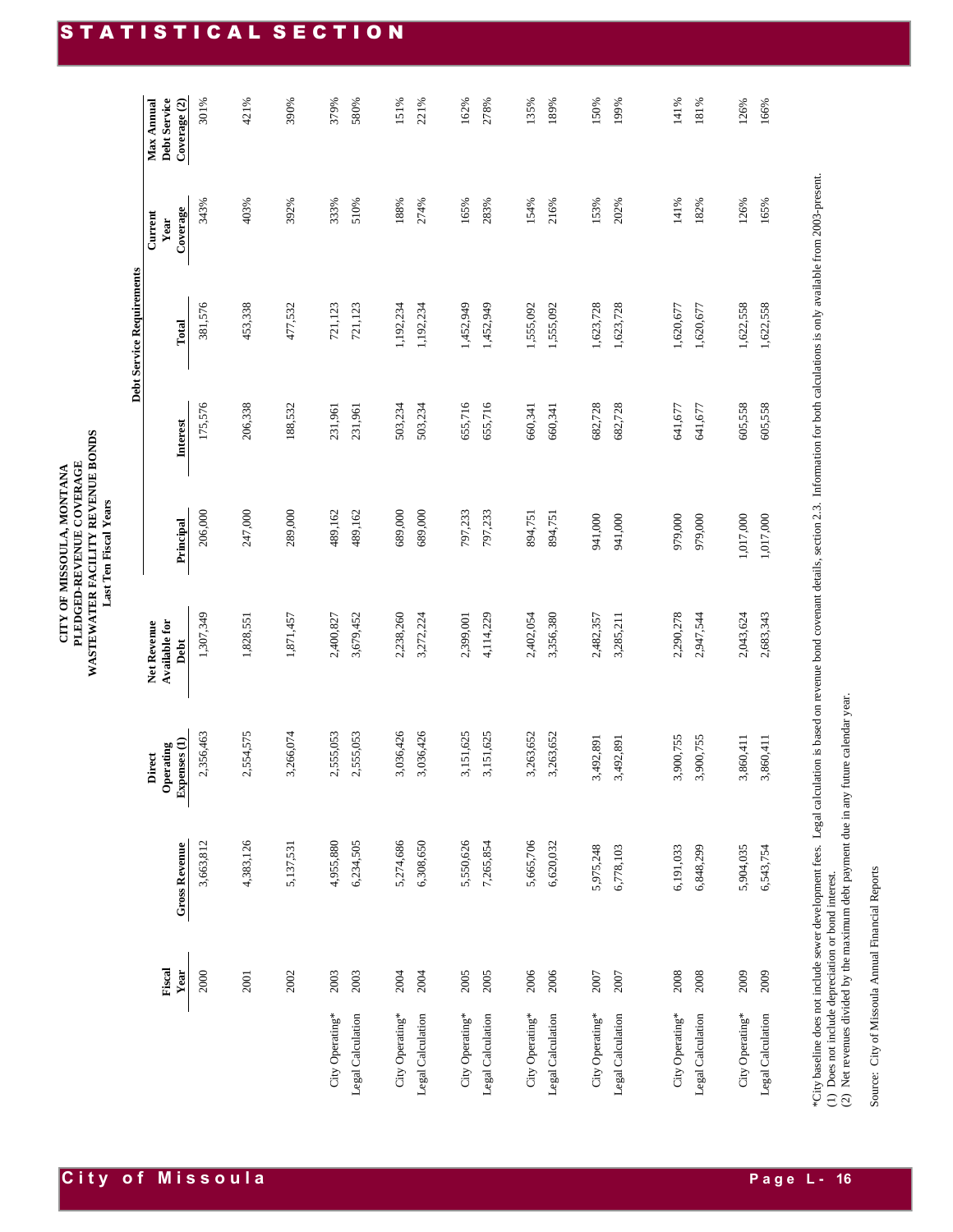# STATISTICAL SECTION

**CITY OF MISSOULA, MONTANA**
**PLEDGED-REVENUE COVERAGE**
**WASTEWATER FACILITY REVENUE BONDS**
**Last Ten Fiscal Years**

| | Fiscal Year | Gross Revenue | Direct Operating Expenses (1) | Net Revenue Available for Debt | Debt Service Requirements | | | Current Year Coverage | Max Annual Debt Service Coverage (2) |
|---|---|---|---|---|---|---|---|---|---|
| | | | | | Principal | Interest | Total | | |
| | 2000 | 3,663,812 | 2,356,463 | 1,307,349 | 206,000 | 175,576 | 381,576 | 343% | 301% |
| | 2001 | 4,383,126 | 2,554,575 | 1,828,551 | 247,000 | 206,338 | 453,338 | 403% | 421% |
| | 2002 | 5,137,531 | 3,266,074 | 1,871,457 | 289,000 | 188,532 | 477,532 | 392% | 390% |
| City Operating* | 2003 | 4,955,880 | 2,555,053 | 2,400,827 | 489,162 | 231,961 | 721,123 | 333% | 379% |
| Legal Calculation | 2003 | 6,234,505 | 2,555,053 | 3,679,452 | 489,162 | 231,961 | 721,123 | 510% | 580% |
| City Operating* | 2004 | 5,274,686 | 3,036,426 | 2,238,260 | 689,000 | 503,234 | 1,192,234 | 188% | 151% |
| Legal Calculation | 2004 | 6,308,650 | 3,036,426 | 3,272,224 | 689,000 | 503,234 | 1,192,234 | 274% | 221% |
| City Operating* | 2005 | 5,550,626 | 3,151,625 | 2,399,001 | 797,233 | 655,716 | 1,452,949 | 165% | 162% |
| Legal Calculation | 2005 | 7,265,854 | 3,151,625 | 4,114,229 | 797,233 | 655,716 | 1,452,949 | 283% | 278% |
| City Operating* | 2006 | 5,665,706 | 3,263,652 | 2,402,054 | 894,751 | 660,341 | 1,555,092 | 154% | 135% |
| Legal Calculation | 2006 | 6,620,032 | 3,263,652 | 3,356,380 | 894,751 | 660,341 | 1,555,092 | 216% | 189% |
| City Operating* | 2007 | 5,975,248 | 3,492,891 | 2,482,357 | 941,000 | 682,728 | 1,623,728 | 153% | 150% |
| Legal Calculation | 2007 | 6,778,103 | 3,492,891 | 3,285,211 | 941,000 | 682,728 | 1,623,728 | 202% | 199% |
| City Operating* | 2008 | 6,191,033 | 3,900,755 | 2,290,278 | 979,000 | 641,677 | 1,620,677 | 141% | 141% |
| Legal Calculation | 2008 | 6,848,299 | 3,900,755 | 2,947,544 | 979,000 | 641,677 | 1,620,677 | 182% | 181% |
| City Operating* | 2009 | 5,904,035 | 3,860,411 | 2,043,624 | 1,017,000 | 605,558 | 1,622,558 | 126% | 126% |
| Legal Calculation | 2009 | 6,543,754 | 3,860,411 | 2,683,343 | 1,017,000 | 605,558 | 1,622,558 | 165% | 166% |

*City baseline does not include sewer development fees. Legal calculation is based on revenue bond covenant details, section 2.3. Information for both calculations is only available from 2003-present.
(1) Does not include depreciation or bond interest.
(2) Net revenues divided by the maximum debt payment due in any future calendar year.

Source: City of Missoula Annual Financial Reports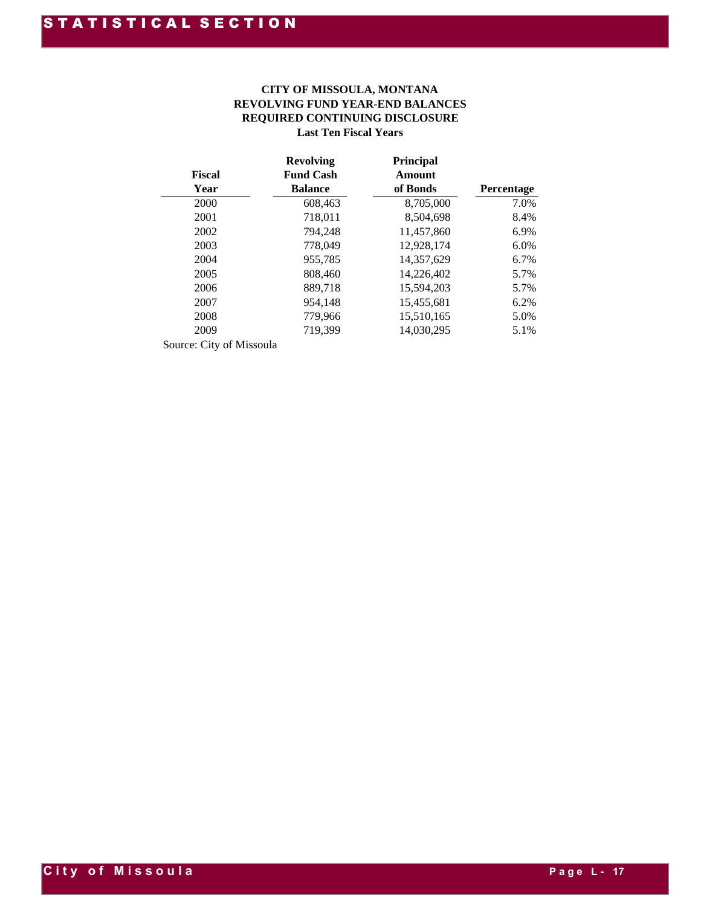# CITY OF MISSOULA, MONTANA
## REVOLVING FUND YEAR-END BALANCES
## REQUIRED CONTINUING DISCLOSURE
### Last Ten Fiscal Years

| Fiscal Year | Revolving Fund Cash Balance | Principal Amount of Bonds | Percentage |
|---|---|---|---|
| 2000 | 608,463 | 8,705,000 | 7.0% |
| 2001 | 718,011 | 8,504,698 | 8.4% |
| 2002 | 794,248 | 11,457,860 | 6.9% |
| 2003 | 778,049 | 12,928,174 | 6.0% |
| 2004 | 955,785 | 14,357,629 | 6.7% |
| 2005 | 808,460 | 14,226,402 | 5.7% |
| 2006 | 889,718 | 15,594,203 | 5.7% |
| 2007 | 954,148 | 15,455,681 | 6.2% |
| 2008 | 779,966 | 15,510,165 | 5.0% |
| 2009 | 719,399 | 14,030,295 | 5.1% |

Source: City of Missoula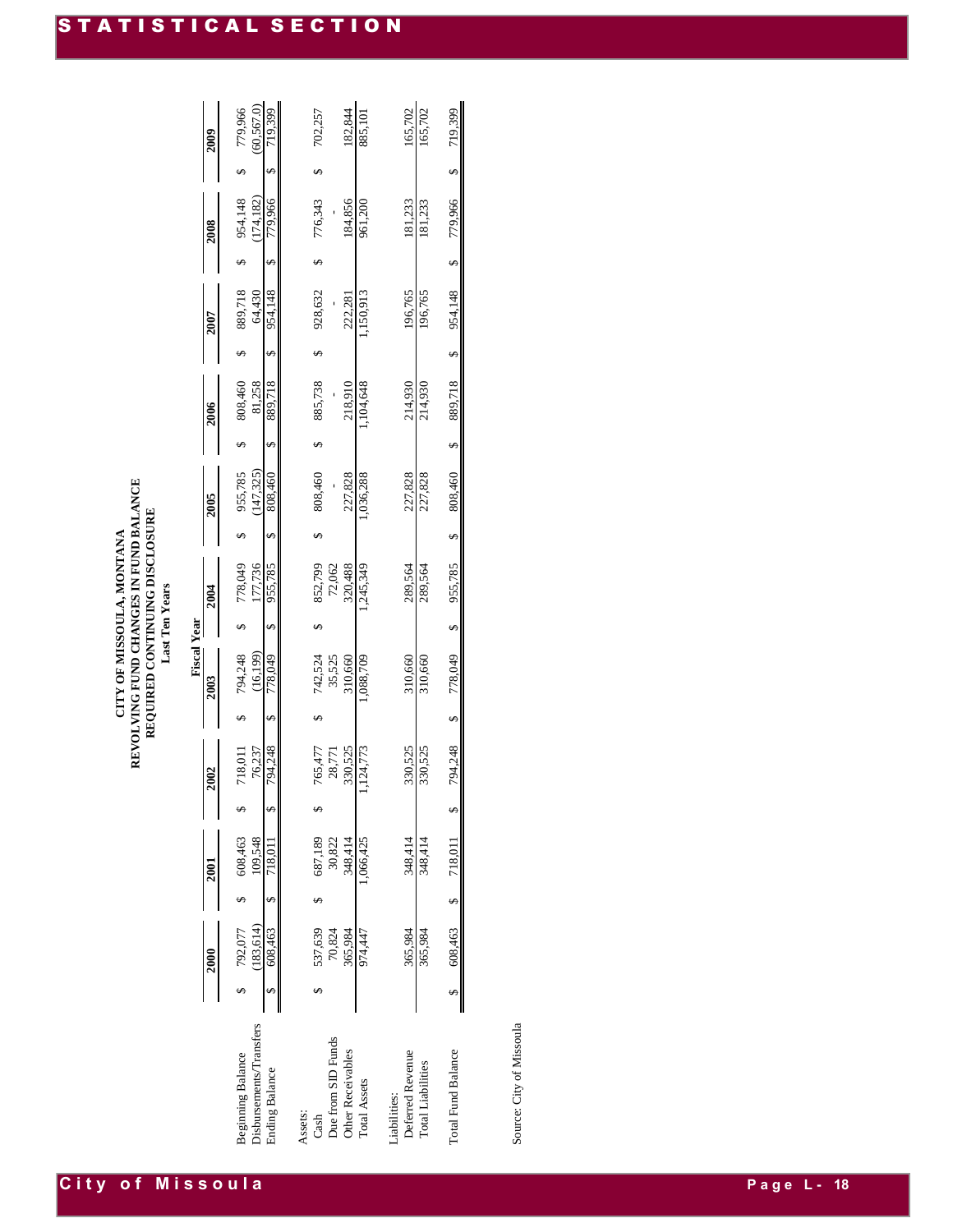# CITY OF MISSOULA, MONTANA
## REVOLVING FUND CHANGES IN FUND BALANCE
### REQUIRED CONTINUING DISCLOSURE
**Last Ten Years**

| | Fiscal Year | | | | | | | | | |
|---|---|---|---|---|---|---|---|---|---|---|
| | 2000 | 2001 | 2002 | 2003 | 2004 | 2005 | 2006 | 2007 | 2008 | 2009 |
| Beginning Balance | $ 792,077 | $ 608,463 | $ 718,011 | $ 794,248 | $ 778,049 | $ 955,785 | $ 808,460 | $ 889,718 | $ 954,148 | $ 779,966 |
| Disbursements/Transfers | (183,614) | 109,548 | 76,237 | (16,199) | 177,736 | (147,325) | 81,258 | 64,430 | (174,182) | (60,567.0) |
| Ending Balance | $ 608,463 | $ 718,011 | $ 794,248 | $ 778,049 | $ 955,785 | $ 808,460 | $ 889,718 | $ 954,148 | $ 779,966 | $ 719,399 |
| Assets: | | | | | | | | | | |
| Cash | $ 537,639 | $ 687,189 | $ 765,477 | $ 742,524 | $ 852,799 | $ 808,460 | $ 885,738 | $ 928,632 | $ 776,343 | $ 702,257 |
| Due from SID Funds | 70,824 | 30,822 | 28,771 | 35,525 | 72,062 | - | - | - | - | |
| Other Receivables | 365,984 | 348,414 | 330,525 | 310,660 | 320,488 | 227,828 | 218,910 | 222,281 | 184,856 | 182,844 |
| Total Assets | 974,447 | 1,066,425 | 1,124,773 | 1,088,709 | 1,245,349 | 1,036,288 | 1,104,648 | 1,150,913 | 961,200 | 885,101 |
| Liabilities: | | | | | | | | | | |
| Deferred Revenue | 365,984 | 348,414 | 330,525 | 310,660 | 289,564 | 227,828 | 214,930 | 196,765 | 181,233 | 165,702 |
| Total Liabilities | 365,984 | 348,414 | 330,525 | 310,660 | 289,564 | 227,828 | 214,930 | 196,765 | 181,233 | 165,702 |
| Total Fund Balance | $ 608,463 | $ 718,011 | $ 794,248 | $ 778,049 | $ 955,785 | $ 808,460 | $ 889,718 | $ 954,148 | $ 779,966 | $ 719,399 |

Source: City of Missoula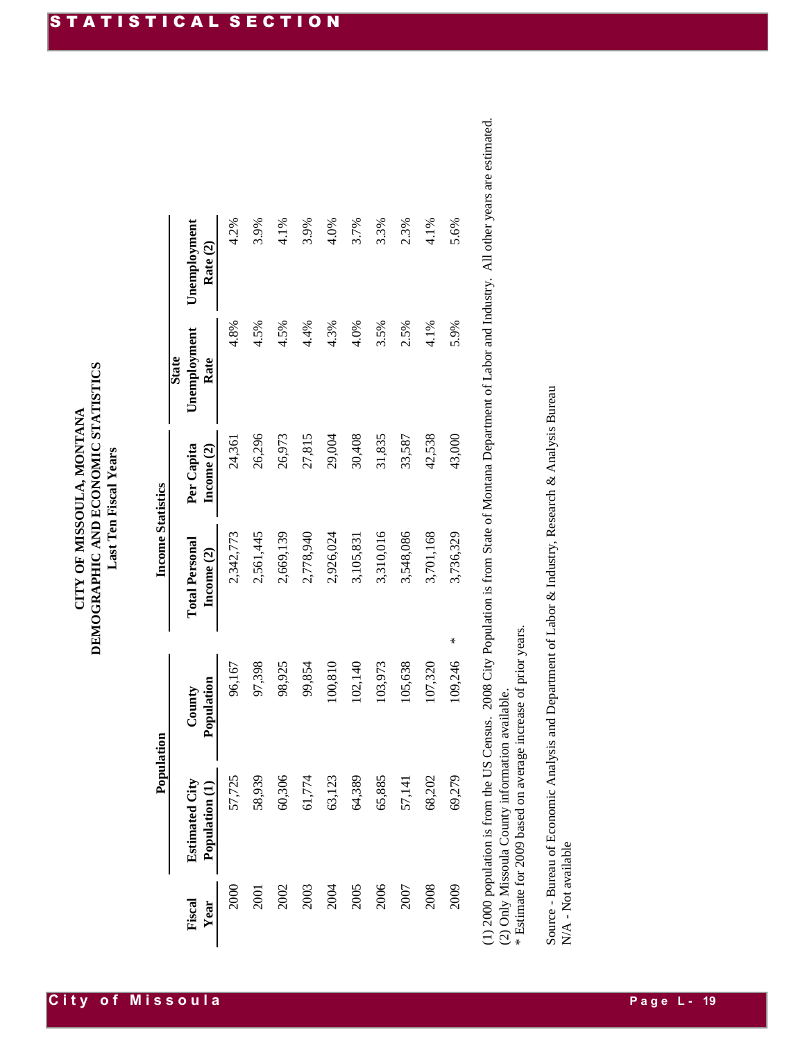# CITY OF MISSOULA, MONTANA
## DEMOGRAPHIC AND ECONOMIC STATISTICS
### Last Ten Fiscal Years

| Fiscal Year | Population | | Income Statistics | | | |
|---|---|---|---|---|---|---|
| | Estimated City Population (1) | County Population | Total Personal Income (2) | Per Capita Income (2) | State Unemployment Rate | Unemployment Rate (2) |
| 2000 | 57,725 | 96,167 | 2,342,773 | 24,361 | 4.8% | 4.2% |
| 2001 | 58,939 | 97,398 | 2,561,445 | 26,296 | 4.5% | 3.9% |
| 2002 | 60,306 | 98,925 | 2,669,139 | 26,973 | 4.5% | 4.1% |
| 2003 | 61,774 | 99,854 | 2,778,940 | 27,815 | 4.4% | 3.9% |
| 2004 | 63,123 | 100,810 | 2,926,024 | 29,004 | 4.3% | 4.0% |
| 2005 | 64,389 | 102,140 | 3,105,831 | 30,408 | 4.0% | 3.7% |
| 2006 | 65,885 | 103,973 | 3,310,016 | 31,835 | 3.5% | 3.3% |
| 2007 | 57,141 | 105,638 | 3,548,086 | 33,587 | 2.5% | 2.3% |
| 2008 | 68,202 | 107,320 | 3,701,168 | 42,538 | 4.1% | 4.1% |
| 2009 | 69,279 | 109,246 * | 3,736,329 | 43,000 | 5.9% | 5.6% |

(1) 2000 population is from the US Census. 2008 City Population is from State of Montana Department of Labor and Industry. All other years are estimated.
(2) Only Missoula County information available.
* Estimate for 2009 based on average increase of prior years.

Source - Bureau of Economic Analysis and Department of Labor & Industry, Research & Analysis Bureau
N/A - Not available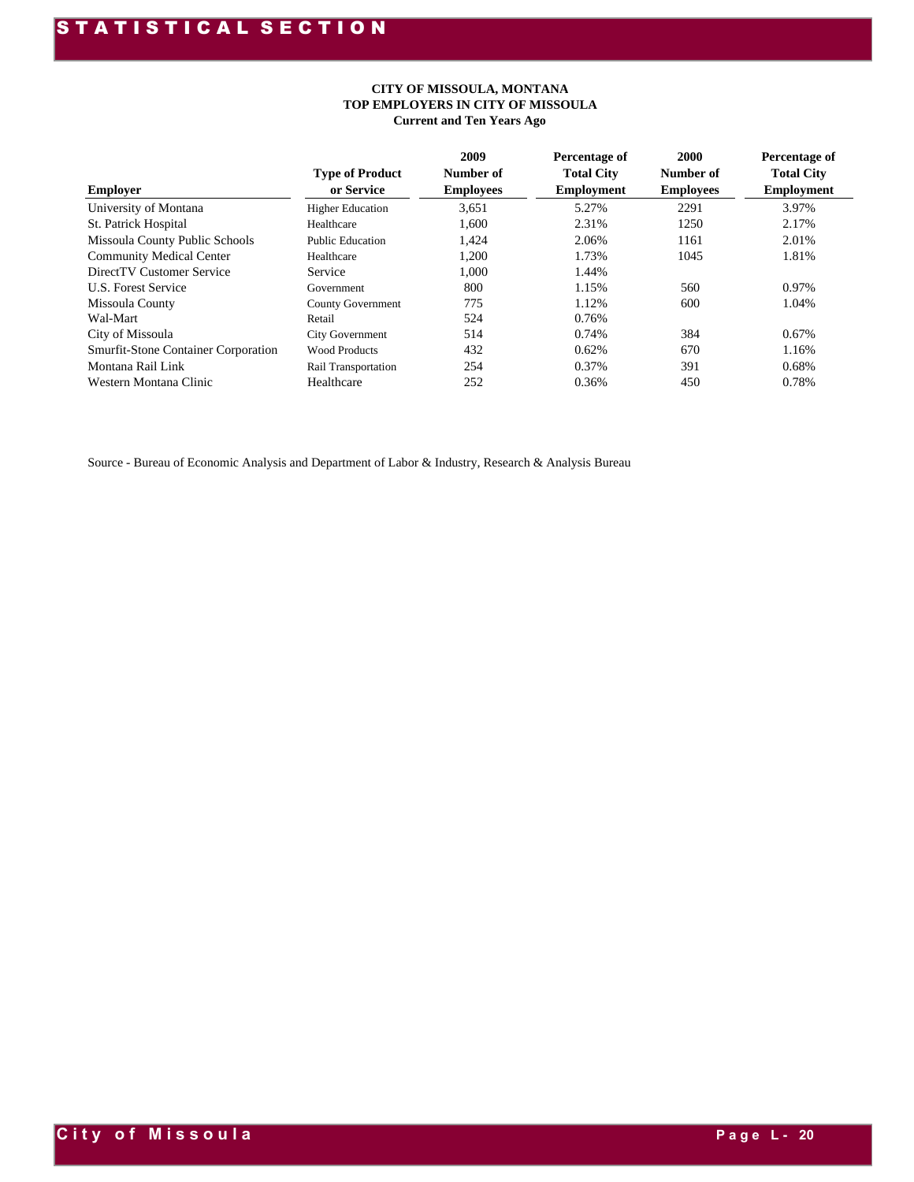## CITY OF MISSOULA, MONTANA
## TOP EMPLOYERS IN CITY OF MISSOULA
### Current and Ten Years Ago

| Employer | Type of Product or Service | 2009 Number of Employees | Percentage of Total City Employment | 2000 Number of Employees | Percentage of Total City Employment |
|---|---|---|---|---|---|
| University of Montana | Higher Education | 3,651 | 5.27% | 2291 | 3.97% |
| St. Patrick Hospital | Healthcare | 1,600 | 2.31% | 1250 | 2.17% |
| Missoula County Public Schools | Public Education | 1,424 | 2.06% | 1161 | 2.01% |
| Community Medical Center | Healthcare | 1,200 | 1.73% | 1045 | 1.81% |
| DirectTV Customer Service | Service | 1,000 | 1.44% | | |
| U.S. Forest Service | Government | 800 | 1.15% | 560 | 0.97% |
| Missoula County | County Government | 775 | 1.12% | 600 | 1.04% |
| Wal-Mart | Retail | 524 | 0.76% | | |
| City of Missoula | City Government | 514 | 0.74% | 384 | 0.67% |
| Smurfit-Stone Container Corporation | Wood Products | 432 | 0.62% | 670 | 1.16% |
| Montana Rail Link | Rail Transportation | 254 | 0.37% | 391 | 0.68% |
| Western Montana Clinic | Healthcare | 252 | 0.36% | 450 | 0.78% |

Source - Bureau of Economic Analysis and Department of Labor & Industry, Research & Analysis Bureau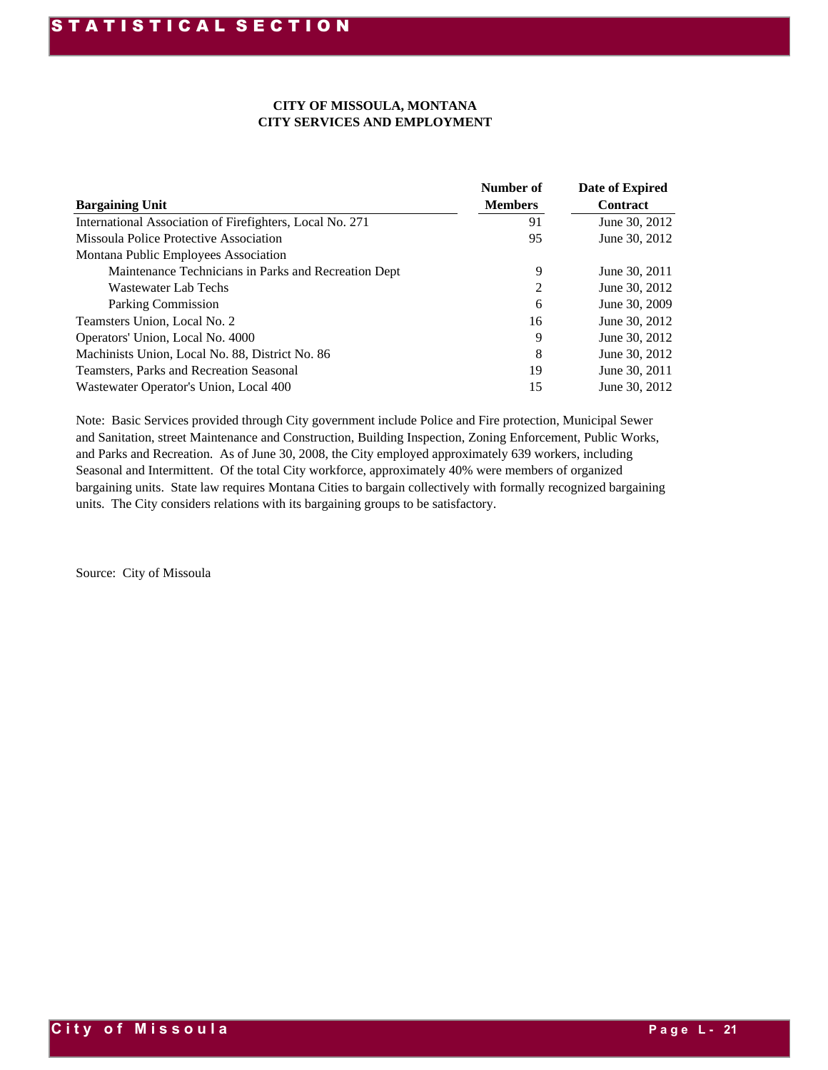# CITY OF MISSOULA, MONTANA
## CITY SERVICES AND EMPLOYMENT

| Bargaining Unit | Number of Members | Date of Expired Contract |
|---|---|---|
| International Association of Firefighters, Local No. 271 | 91 | June 30, 2012 |
| Missoula Police Protective Association | 95 | June 30, 2012 |
| Montana Public Employees Association | | |
| Maintenance Technicians in Parks and Recreation Dept | 9 | June 30, 2011 |
| Wastewater Lab Techs | 2 | June 30, 2012 |
| Parking Commission | 6 | June 30, 2009 |
| Teamsters Union, Local No. 2 | 16 | June 30, 2012 |
| Operators' Union, Local No. 4000 | 9 | June 30, 2012 |
| Machinists Union, Local No. 88, District No. 86 | 8 | June 30, 2012 |
| Teamsters, Parks and Recreation Seasonal | 19 | June 30, 2011 |
| Wastewater Operator's Union, Local 400 | 15 | June 30, 2012 |

Note: Basic Services provided through City government include Police and Fire protection, Municipal Sewer and Sanitation, street Maintenance and Construction, Building Inspection, Zoning Enforcement, Public Works, and Parks and Recreation. As of June 30, 2008, the City employed approximately 639 workers, including Seasonal and Intermittent. Of the total City workforce, approximately 40% were members of organized bargaining units. State law requires Montana Cities to bargain collectively with formally recognized bargaining units. The City considers relations with its bargaining groups to be satisfactory.

Source: City of Missoula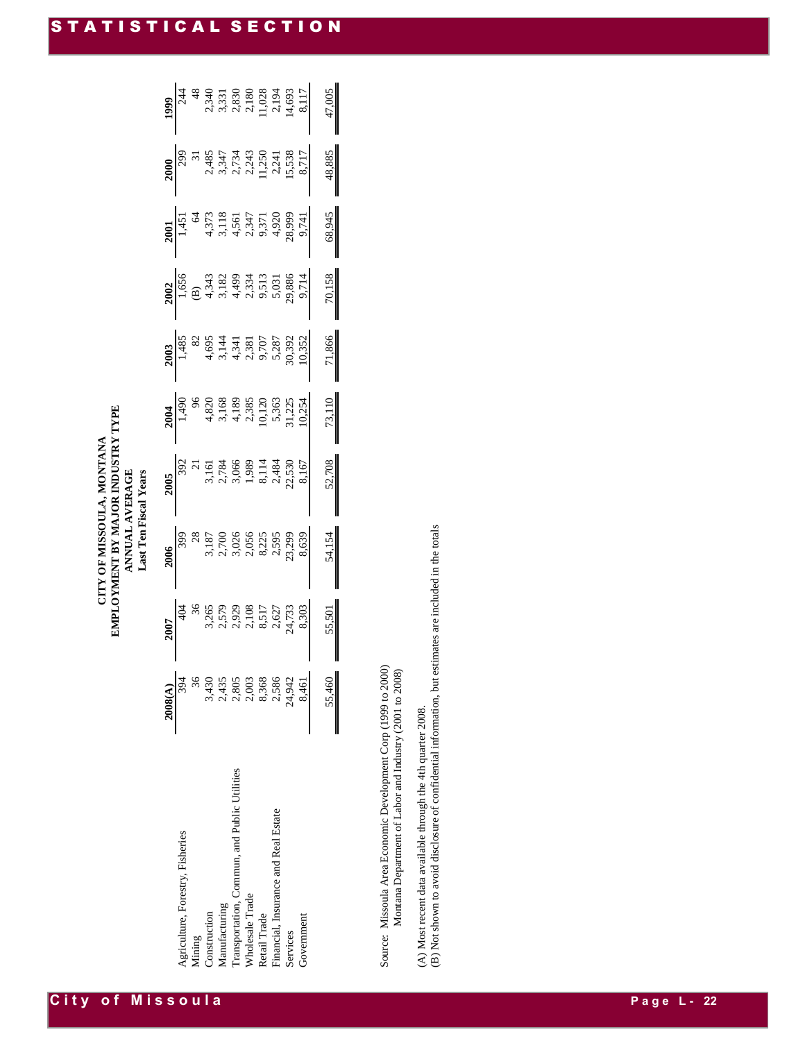# CITY OF MISSOULA, MONTANA
## EMPLOYMENT BY MAJOR INDUSTRY TYPE
### ANNUAL AVERAGE
### Last Ten Fiscal Years

| | 2008(A) | 2007 | 2006 | 2005 | 2004 | 2003 | 2002 | 2001 | 2000 | 1999 |
|---|---|---|---|---|---|---|---|---|---|---|
| Agriculture, Forestry, Fisheries | 394 | 404 | 399 | 392 | 1,490 | 1,485 | 1,656 | 1,451 | 299 | 244 |
| Mining | 36 | 36 | 28 | 21 | 96 | 82 | (B) | 64 | 31 | 48 |
| Construction | 3,430 | 3,265 | 3,187 | 3,161 | 4,820 | 4,695 | 4,343 | 4,373 | 2,485 | 2,340 |
| Manufacturing | 2,435 | 2,579 | 2,700 | 2,784 | 3,168 | 3,144 | 3,182 | 3,118 | 3,347 | 3,331 |
| Transportation, Commun, and Public Utilities | 2,805 | 2,929 | 3,026 | 3,066 | 4,189 | 4,341 | 4,499 | 4,561 | 2,734 | 2,830 |
| Wholesale Trade | 2,003 | 2,108 | 2,056 | 1,989 | 2,385 | 2,381 | 2,334 | 2,347 | 2,243 | 2,180 |
| Retail Trade | 8,368 | 8,517 | 8,225 | 8,114 | 10,120 | 9,707 | 9,513 | 9,371 | 11,250 | 11,028 |
| Financial, Insurance and Real Estate | 2,586 | 2,627 | 2,595 | 2,484 | 5,363 | 5,287 | 5,031 | 4,920 | 2,241 | 2,194 |
| Services | 24,942 | 24,733 | 23,299 | 22,530 | 31,225 | 30,392 | 29,886 | 28,999 | 15,538 | 14,693 |
| Government | 8,461 | 8,303 | 8,639 | 8,167 | 10,254 | 10,352 | 9,714 | 9,741 | 8,717 | 8,117 |
| | 55,460 | 55,501 | 54,154 | 52,708 | 73,110 | 71,866 | 70,158 | 68,945 | 48,885 | 47,005 |

Source: Missoula Area Economic Development Corp (1999 to 2000)
Montana Department of Labor and Industry (2001 to 2008)

(A) Most recent data available through the 4th quarter 2008.
(B) Not shown to avoid disclosure of confidential information, but estimates are included in the totals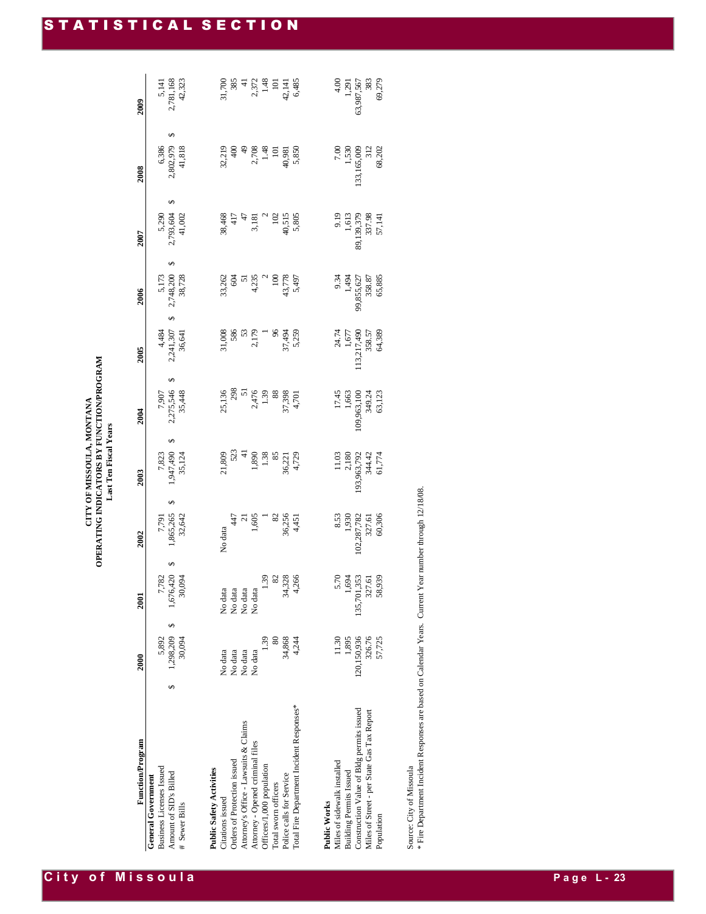# CITY OF MISSOULA, MONTANA
## OPERATING INDICATORS BY FUNCTION/PROGRAM
### Last Ten Fiscal Years

| Function/Program | 2000 | 2001 | 2002 | 2003 | 2004 | 2005 | 2006 | 2007 | 2008 | 2009 |
|---|---|---|---|---|---|---|---|---|---|---|
| **General Government** | | | | | | | | | | |
| Business Licenses Issued | 5,892 | 7,782 | 7,791 | 7,823 | 7,907 | 4,484 | 5,173 | 5,290 | 6,386 | 5,141 |
| Amount of SID's Billed | $ 1,298,209 | $ 1,676,420 | $ 1,865,265 | $ 1,947,490 | $ 2,275,546 | $ 2,241,307 | $ 2,748,200 | $ 2,793,604 | $ 2,802,979 | $ 2,781,168 |
| # Sewer Bills | 30,094 | 30,094 | 32,642 | 35,124 | 35,448 | 36,641 | 38,728 | 41,002 | 41,818 | 42,323 |
| **Public Safety Activities** | | | | | | | | | | |
| Citations issued | No data | No data | No data | 21,809 | 25,136 | 31,008 | 33,262 | 38,468 | 32,219 | 31,700 |
| Orders of Protection issued | No data | No data | 447 | 523 | 298 | 586 | 604 | 417 | 400 | 385 |
| Attorney's Office - Lawsuits & Claims | No data | No data | 21 | 41 | 51 | 53 | 51 | 47 | 49 | 41 |
| Attorney - Opened criminal files | No data | No data | 1,605 | 1,890 | 2,476 | 2,179 | 4,235 | 3,181 | 2,708 | 2,372 |
| Officers/1,000 population | 1.39 | 1.39 | 1 | 1.38 | 1.39 | 1 | 2 | 2 | 1.48 | 1.48 |
| Total sworn officers | 80 | 82 | 82 | 85 | 88 | 96 | 100 | 102 | 101 | 101 |
| Police calls for Service | 34,868 | 34,328 | 36,256 | 36,221 | 37,398 | 37,494 | 43,778 | 40,515 | 40,981 | 42,141 |
| Total Fire Department Incident Responses* | 4,244 | 4,266 | 4,451 | 4,729 | 4,701 | 5,259 | 5,497 | 5,805 | 5,850 | 6,485 |
| **Public Works** | | | | | | | | | | |
| Miles of sidewalk installed | 11.30 | 5.70 | 8.53 | 11.03 | 17.45 | 24.74 | 9.34 | 9.19 | 7.00 | 4.00 |
| Building Permits Issued | 1,895 | 1,694 | 1,930 | 2,180 | 1,663 | 1,677 | 1,494 | 1,613 | 1,530 | 1,291 |
| Construction Value of Bldg permits issued | 120,150,936 | 135,701,353 | 102,287,782 | 193,963,792 | 109,963,100 | 113,217,490 | 99,855,627 | 89,139,379 | 133,165,009 | 63,987,567 |
| Miles of Street - per State Gas Tax Report | 326.76 | 327.61 | 327.61 | 344.42 | 349.24 | 358.57 | 358.87 | 337.98 | 312 | 383 |
| Population | 57,725 | 58,939 | 60,306 | 61,774 | 63,123 | 64,389 | 65,885 | 57,141 | 68,202 | 69,279 |

Source: City of Missoula

* Fire Department Incident Responses are based on Calendar Years. Current Year number through 12/18/08.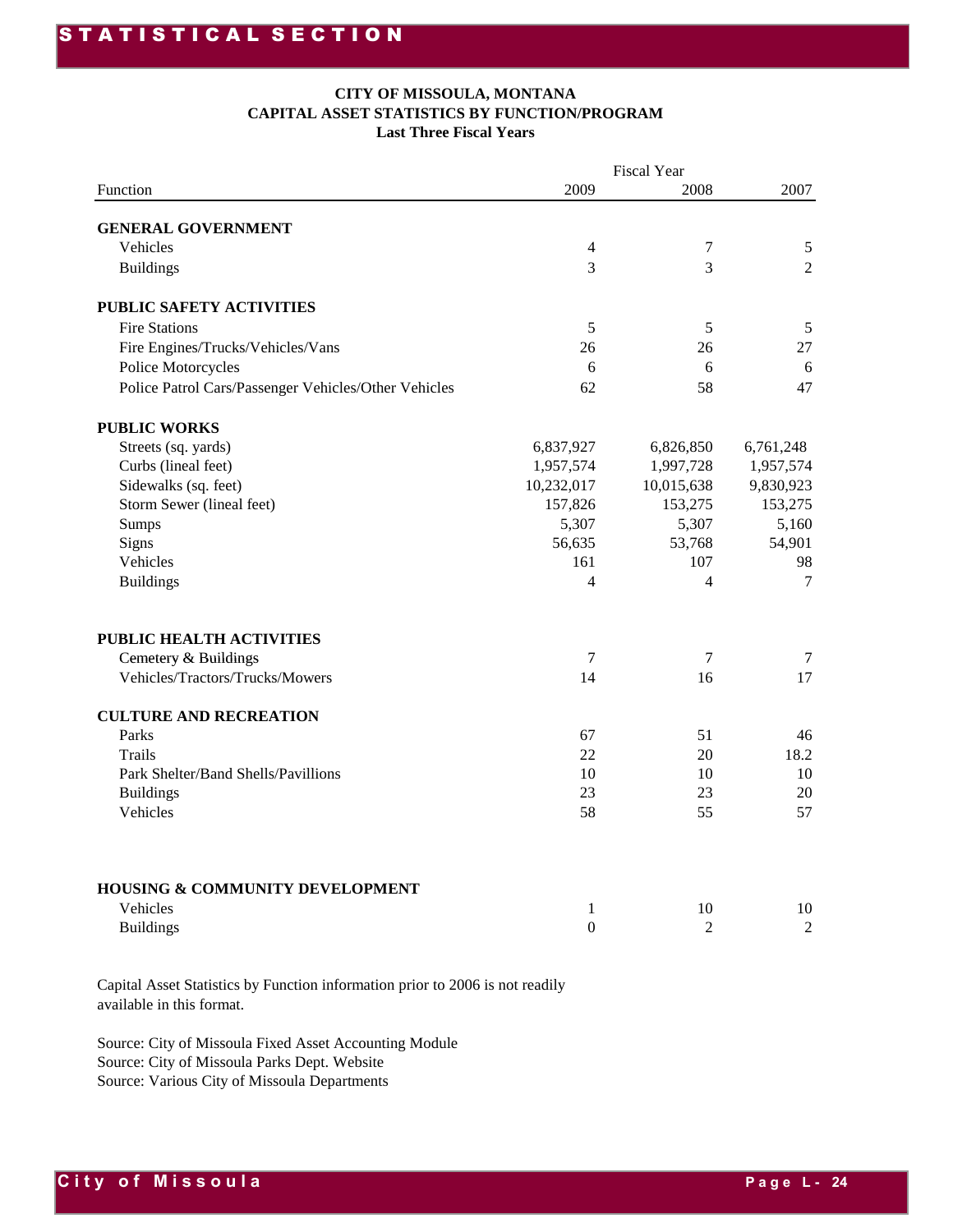**CITY OF MISSOULA, MONTANA**
**CAPITAL ASSET STATISTICS BY FUNCTION/PROGRAM**
**Last Three Fiscal Years**

| | Fiscal Year | | |
|---|---|---|---|
| Function | 2009 | 2008 | 2007 |
| **GENERAL GOVERNMENT** | | | |
| Vehicles | 4 | 7 | 5 |
| Buildings | 3 | 3 | 2 |
| **PUBLIC SAFETY ACTIVITIES** | | | |
| Fire Stations | 5 | 5 | 5 |
| Fire Engines/Trucks/Vehicles/Vans | 26 | 26 | 27 |
| Police Motorcycles | 6 | 6 | 6 |
| Police Patrol Cars/Passenger Vehicles/Other Vehicles | 62 | 58 | 47 |
| **PUBLIC WORKS** | | | |
| Streets (sq. yards) | 6,837,927 | 6,826,850 | 6,761,248 |
| Curbs (lineal feet) | 1,957,574 | 1,997,728 | 1,957,574 |
| Sidewalks (sq. feet) | 10,232,017 | 10,015,638 | 9,830,923 |
| Storm Sewer (lineal feet) | 157,826 | 153,275 | 153,275 |
| Sumps | 5,307 | 5,307 | 5,160 |
| Signs | 56,635 | 53,768 | 54,901 |
| Vehicles | 161 | 107 | 98 |
| Buildings | 4 | 4 | 7 |
| **PUBLIC HEALTH ACTIVITIES** | | | |
| Cemetery & Buildings | 7 | 7 | 7 |
| Vehicles/Tractors/Trucks/Mowers | 14 | 16 | 17 |
| **CULTURE AND RECREATION** | | | |
| Parks | 67 | 51 | 46 |
| Trails | 22 | 20 | 18.2 |
| Park Shelter/Band Shells/Pavillions | 10 | 10 | 10 |
| Buildings | 23 | 23 | 20 |
| Vehicles | 58 | 55 | 57 |
| **HOUSING & COMMUNITY DEVELOPMENT** | | | |
| Vehicles | 1 | 10 | 10 |
| Buildings | 0 | 2 | 2 |

Capital Asset Statistics by Function information prior to 2006 is not readily available in this format.

Source: City of Missoula Fixed Asset Accounting Module
Source: City of Missoula Parks Dept. Website
Source: Various City of Missoula Departments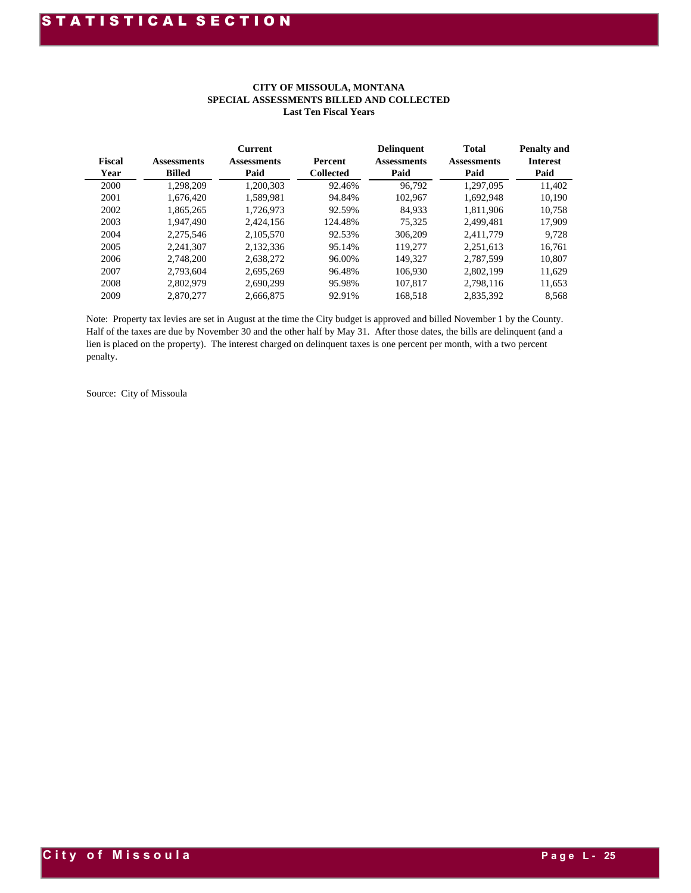# CITY OF MISSOULA, MONTANA
## SPECIAL ASSESSMENTS BILLED AND COLLECTED
### Last Ten Fiscal Years

| Fiscal Year | Assessments Billed | Current Assessments Paid | Percent Collected | Delinquent Assessments Paid | Total Assessments Paid | Penalty and Interest Paid |
|---|---|---|---|---|---|---|
| 2000 | 1,298,209 | 1,200,303 | 92.46% | 96,792 | 1,297,095 | 11,402 |
| 2001 | 1,676,420 | 1,589,981 | 94.84% | 102,967 | 1,692,948 | 10,190 |
| 2002 | 1,865,265 | 1,726,973 | 92.59% | 84,933 | 1,811,906 | 10,758 |
| 2003 | 1,947,490 | 2,424,156 | 124.48% | 75,325 | 2,499,481 | 17,909 |
| 2004 | 2,275,546 | 2,105,570 | 92.53% | 306,209 | 2,411,779 | 9,728 |
| 2005 | 2,241,307 | 2,132,336 | 95.14% | 119,277 | 2,251,613 | 16,761 |
| 2006 | 2,748,200 | 2,638,272 | 96.00% | 149,327 | 2,787,599 | 10,807 |
| 2007 | 2,793,604 | 2,695,269 | 96.48% | 106,930 | 2,802,199 | 11,629 |
| 2008 | 2,802,979 | 2,690,299 | 95.98% | 107,817 | 2,798,116 | 11,653 |
| 2009 | 2,870,277 | 2,666,875 | 92.91% | 168,518 | 2,835,392 | 8,568 |

Note: Property tax levies are set in August at the time the City budget is approved and billed November 1 by the County. Half of the taxes are due by November 30 and the other half by May 31. After those dates, the bills are delinquent (and a lien is placed on the property). The interest charged on delinquent taxes is one percent per month, with a two percent penalty.

Source: City of Missoula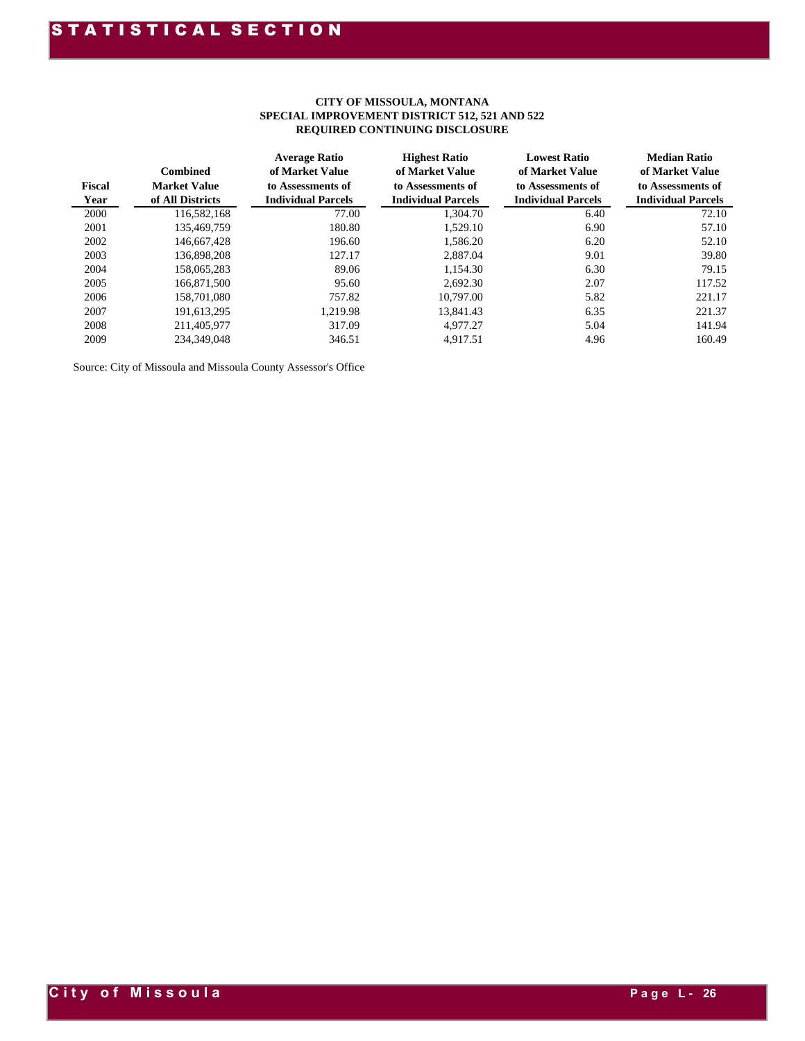**CITY OF MISSOULA, MONTANA**
**SPECIAL IMPROVEMENT DISTRICT 512, 521 AND 522**
**REQUIRED CONTINUING DISCLOSURE**

| Fiscal Year | Combined Market Value of All Districts | Average Ratio of Market Value to Assessments of Individual Parcels | Highest Ratio of Market Value to Assessments of Individual Parcels | Lowest Ratio of Market Value to Assessments of Individual Parcels | Median Ratio of Market Value to Assessments of Individual Parcels |
|---|---|---|---|---|---|
| 2000 | 116,582,168 | 77.00 | 1,304.70 | 6.40 | 72.10 |
| 2001 | 135,469,759 | 180.80 | 1,529.10 | 6.90 | 57.10 |
| 2002 | 146,667,428 | 196.60 | 1,586.20 | 6.20 | 52.10 |
| 2003 | 136,898,208 | 127.17 | 2,887.04 | 9.01 | 39.80 |
| 2004 | 158,065,283 | 89.06 | 1,154.30 | 6.30 | 79.15 |
| 2005 | 166,871,500 | 95.60 | 2,692.30 | 2.07 | 117.52 |
| 2006 | 158,701,080 | 757.82 | 10,797.00 | 5.82 | 221.17 |
| 2007 | 191,613,295 | 1,219.98 | 13,841.43 | 6.35 | 221.37 |
| 2008 | 211,405,977 | 317.09 | 4,977.27 | 5.04 | 141.94 |
| 2009 | 234,349,048 | 346.51 | 4,917.51 | 4.96 | 160.49 |

Source: City of Missoula and Missoula County Assessor's Office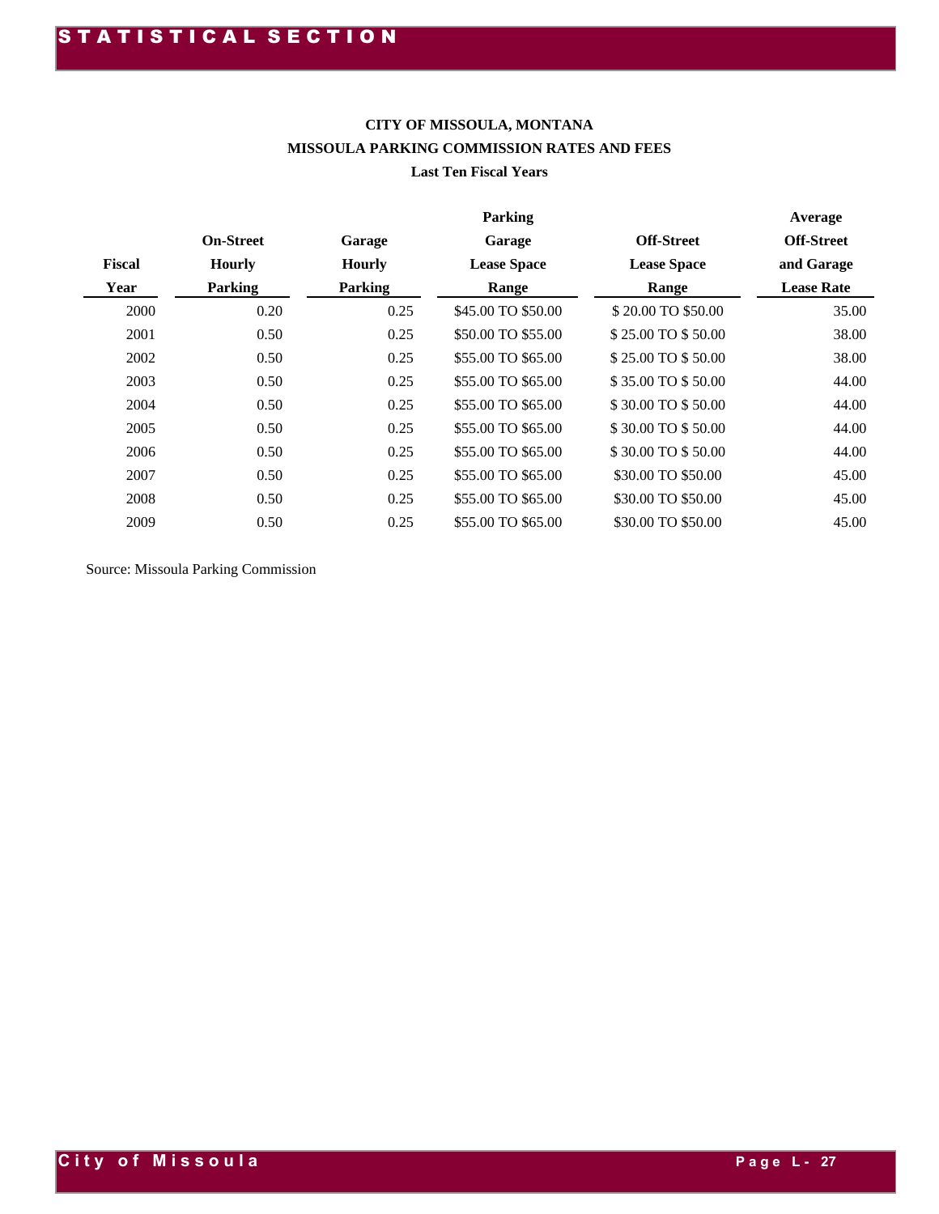**CITY OF MISSOULA, MONTANA**
**MISSOULA PARKING COMMISSION RATES AND FEES**
**Last Ten Fiscal Years**

| Fiscal Year | On-Street Hourly Parking | Garage Hourly Parking | Parking Garage Lease Space Range | Off-Street Lease Space Range | Average Off-Street and Garage Lease Rate |
|---|---|---|---|---|---|
| 2000 | 0.20 | 0.25 | $45.00 TO $50.00 | $ 20.00 TO $50.00 | 35.00 |
| 2001 | 0.50 | 0.25 | $50.00 TO $55.00 | $ 25.00 TO $ 50.00 | 38.00 |
| 2002 | 0.50 | 0.25 | $55.00 TO $65.00 | $ 25.00 TO $ 50.00 | 38.00 |
| 2003 | 0.50 | 0.25 | $55.00 TO $65.00 | $ 35.00 TO $ 50.00 | 44.00 |
| 2004 | 0.50 | 0.25 | $55.00 TO $65.00 | $ 30.00 TO $ 50.00 | 44.00 |
| 2005 | 0.50 | 0.25 | $55.00 TO $65.00 | $ 30.00 TO $ 50.00 | 44.00 |
| 2006 | 0.50 | 0.25 | $55.00 TO $65.00 | $ 30.00 TO $ 50.00 | 44.00 |
| 2007 | 0.50 | 0.25 | $55.00 TO $65.00 | $30.00 TO $50.00 | 45.00 |
| 2008 | 0.50 | 0.25 | $55.00 TO $65.00 | $30.00 TO $50.00 | 45.00 |
| 2009 | 0.50 | 0.25 | $55.00 TO $65.00 | $30.00 TO $50.00 | 45.00 |

Source: Missoula Parking Commission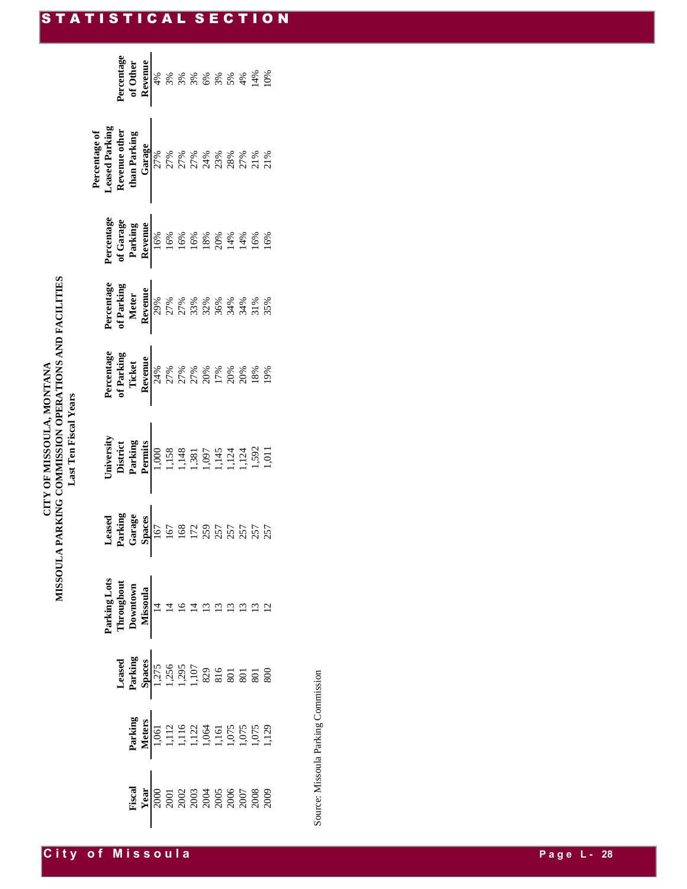# CITY OF MISSOULA, MONTANA
## MISSOULA PARKING COMMISSION OPERATIONS AND FACILITIES
### Last Ten Fiscal Years

| Fiscal Year | Parking Meters | Leased Parking Spaces | Parking Lots Throughout Downtown Missoula | Leased Parking Garage Spaces | University District Parking Permits | Percentage of Parking Ticket Revenue | Percentage of Parking Meter Revenue | Percentage of Garage Parking Revenue | Percentage of Leased Parking Revenue other than Parking Garage | Percentage of Other Revenue |
|---|---|---|---|---|---|---|---|---|---|---|
| 2000 | 1,061 | 1,275 | 14 | 167 | 1,000 | 24% | 29% | 16% | 27% | 4% |
| 2001 | 1,112 | 1,256 | 14 | 167 | 1,158 | 27% | 27% | 16% | 27% | 3% |
| 2002 | 1,116 | 1,295 | 16 | 168 | 1,148 | 27% | 27% | 16% | 27% | 3% |
| 2003 | 1,122 | 1,107 | 14 | 172 | 1,381 | 27% | 33% | 16% | 27% | 3% |
| 2004 | 1,064 | 829 | 13 | 259 | 1,097 | 20% | 32% | 18% | 24% | 6% |
| 2005 | 1,161 | 816 | 13 | 257 | 1,145 | 17% | 36% | 20% | 23% | 3% |
| 2006 | 1,075 | 801 | 13 | 257 | 1,124 | 20% | 34% | 14% | 28% | 5% |
| 2007 | 1,075 | 801 | 13 | 257 | 1,124 | 20% | 34% | 14% | 27% | 4% |
| 2008 | 1,075 | 801 | 13 | 257 | 1,592 | 18% | 31% | 16% | 21% | 14% |
| 2009 | 1,129 | 800 | 12 | 257 | 1,011 | 19% | 35% | 16% | 21% | 10% |

Source: Missoula Parking Commission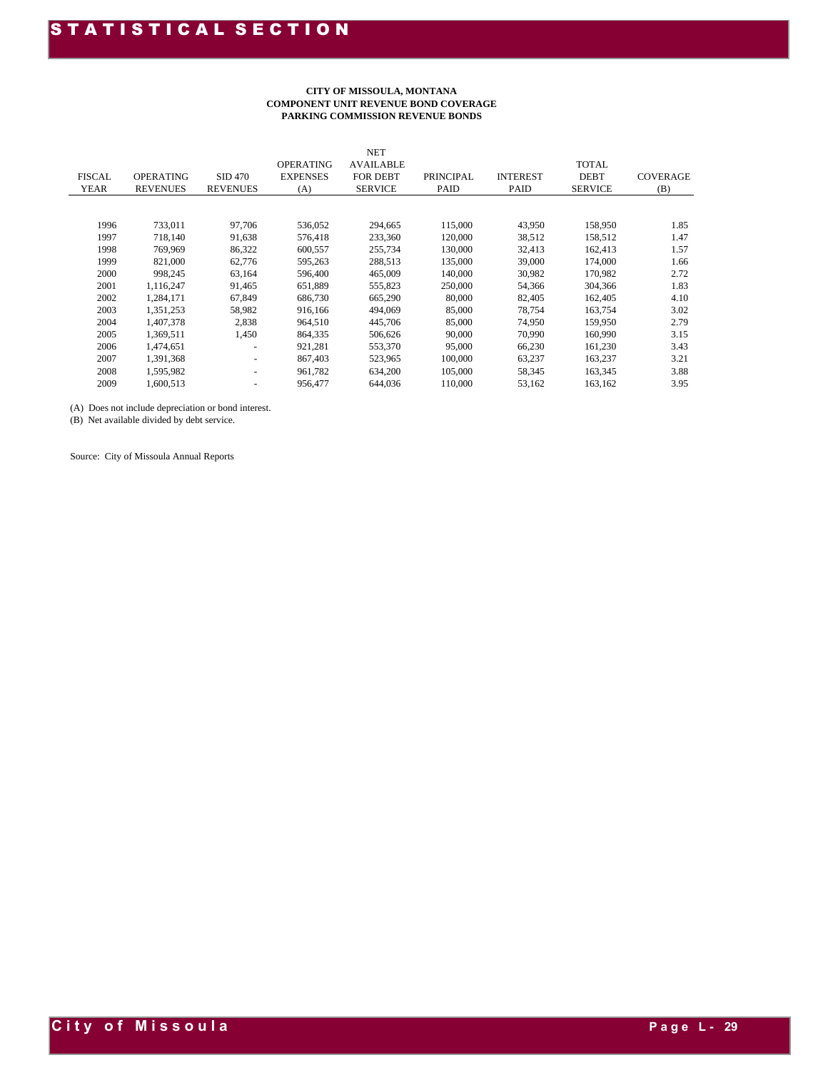**CITY OF MISSOULA, MONTANA**
**COMPONENT UNIT REVENUE BOND COVERAGE**
**PARKING COMMISSION REVENUE BONDS**

| FISCAL YEAR | OPERATING REVENUES | SID 470 REVENUES | OPERATING EXPENSES (A) | NET AVAILABLE FOR DEBT SERVICE | PRINCIPAL PAID | INTEREST PAID | TOTAL DEBT SERVICE | COVERAGE (B) |
|---|---|---|---|---|---|---|---|---|
| 1996 | 733,011 | 97,706 | 536,052 | 294,665 | 115,000 | 43,950 | 158,950 | 1.85 |
| 1997 | 718,140 | 91,638 | 576,418 | 233,360 | 120,000 | 38,512 | 158,512 | 1.47 |
| 1998 | 769,969 | 86,322 | 600,557 | 255,734 | 130,000 | 32,413 | 162,413 | 1.57 |
| 1999 | 821,000 | 62,776 | 595,263 | 288,513 | 135,000 | 39,000 | 174,000 | 1.66 |
| 2000 | 998,245 | 63,164 | 596,400 | 465,009 | 140,000 | 30,982 | 170,982 | 2.72 |
| 2001 | 1,116,247 | 91,465 | 651,889 | 555,823 | 250,000 | 54,366 | 304,366 | 1.83 |
| 2002 | 1,284,171 | 67,849 | 686,730 | 665,290 | 80,000 | 82,405 | 162,405 | 4.10 |
| 2003 | 1,351,253 | 58,982 | 916,166 | 494,069 | 85,000 | 78,754 | 163,754 | 3.02 |
| 2004 | 1,407,378 | 2,838 | 964,510 | 445,706 | 85,000 | 74,950 | 159,950 | 2.79 |
| 2005 | 1,369,511 | 1,450 | 864,335 | 506,626 | 90,000 | 70,990 | 160,990 | 3.15 |
| 2006 | 1,474,651 | - | 921,281 | 553,370 | 95,000 | 66,230 | 161,230 | 3.43 |
| 2007 | 1,391,368 | - | 867,403 | 523,965 | 100,000 | 63,237 | 163,237 | 3.21 |
| 2008 | 1,595,982 | - | 961,782 | 634,200 | 105,000 | 58,345 | 163,345 | 3.88 |
| 2009 | 1,600,513 | - | 956,477 | 644,036 | 110,000 | 53,162 | 163,162 | 3.95 |

(A) Does not include depreciation or bond interest.
(B) Net available divided by debt service.

Source: City of Missoula Annual Reports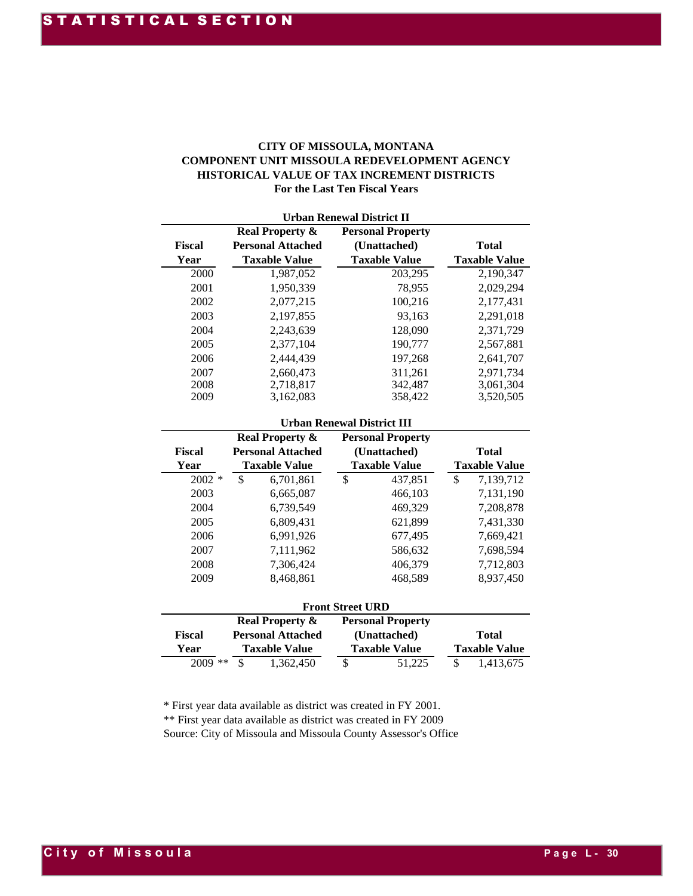# CITY OF MISSOULA, MONTANA
## COMPONENT UNIT MISSOULA REDEVELOPMENT AGENCY
## HISTORICAL VALUE OF TAX INCREMENT DISTRICTS
### For the Last Ten Fiscal Years

**Urban Renewal District II**

| Fiscal Year | Real Property & Personal Attached Taxable Value | Personal Property (Unattached) Taxable Value | Total Taxable Value |
|---|---|---|---|
| 2000 | 1,987,052 | 203,295 | 2,190,347 |
| 2001 | 1,950,339 | 78,955 | 2,029,294 |
| 2002 | 2,077,215 | 100,216 | 2,177,431 |
| 2003 | 2,197,855 | 93,163 | 2,291,018 |
| 2004 | 2,243,639 | 128,090 | 2,371,729 |
| 2005 | 2,377,104 | 190,777 | 2,567,881 |
| 2006 | 2,444,439 | 197,268 | 2,641,707 |
| 2007 | 2,660,473 | 311,261 | 2,971,734 |
| 2008 | 2,718,817 | 342,487 | 3,061,304 |
| 2009 | 3,162,083 | 358,422 | 3,520,505 |

**Urban Renewal District III**

| Fiscal Year | Real Property & Personal Attached Taxable Value | Personal Property (Unattached) Taxable Value | Total Taxable Value |
|---|---|---|---|
| 2002 * | $ 6,701,861 | $ 437,851 | $ 7,139,712 |
| 2003 | 6,665,087 | 466,103 | 7,131,190 |
| 2004 | 6,739,549 | 469,329 | 7,208,878 |
| 2005 | 6,809,431 | 621,899 | 7,431,330 |
| 2006 | 6,991,926 | 677,495 | 7,669,421 |
| 2007 | 7,111,962 | 586,632 | 7,698,594 |
| 2008 | 7,306,424 | 406,379 | 7,712,803 |
| 2009 | 8,468,861 | 468,589 | 8,937,450 |

**Front Street URD**

| Fiscal Year | Real Property & Personal Attached Taxable Value | Personal Property (Unattached) Taxable Value | Total Taxable Value |
|---|---|---|---|
| 2009 ** | $ 1,362,450 | $ 51,225 | $ 1,413,675 |

* First year data available as district was created in FY 2001.

** First year data available as district was created in FY 2009

Source: City of Missoula and Missoula County Assessor's Office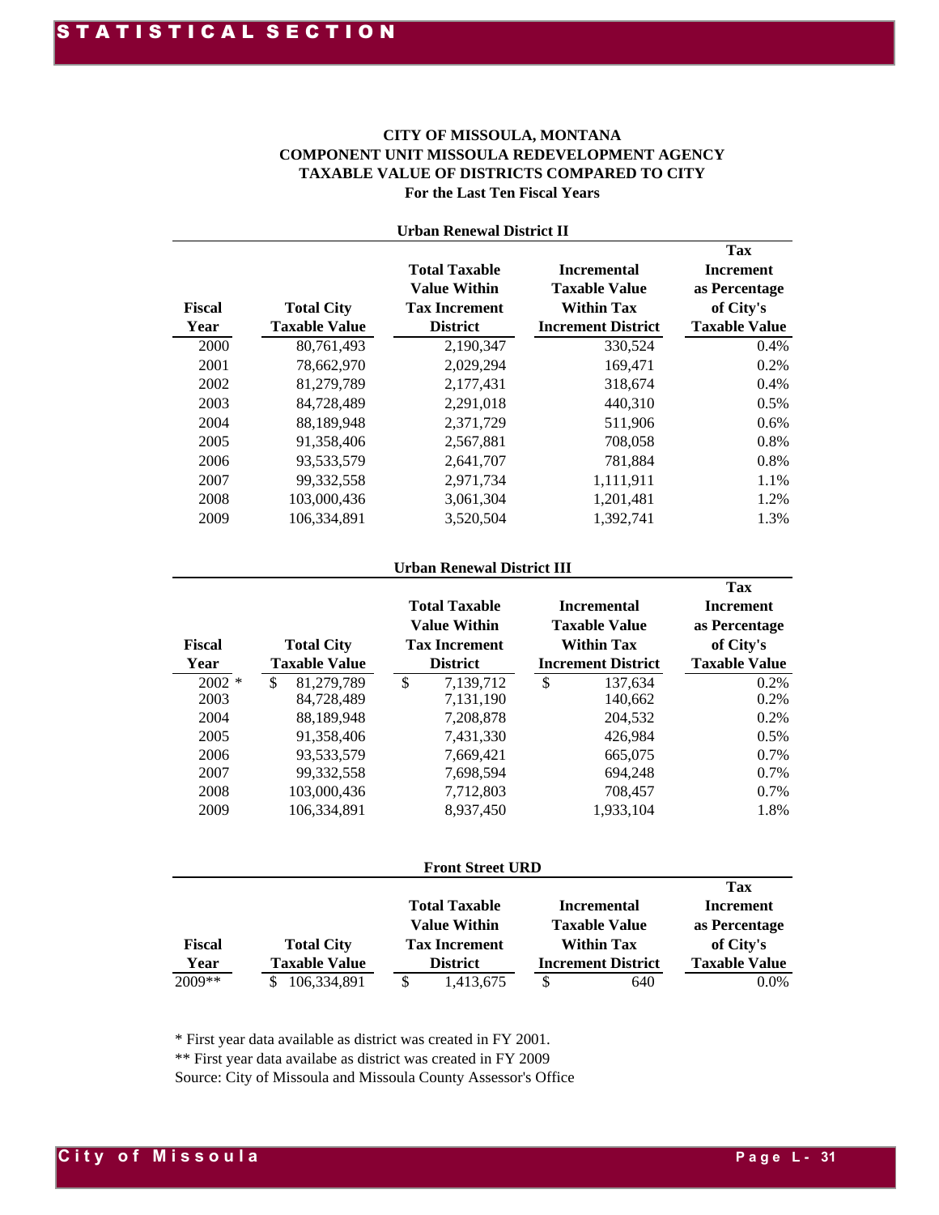# CITY OF MISSOULA, MONTANA
## COMPONENT UNIT MISSOULA REDEVELOPMENT AGENCY
## TAXABLE VALUE OF DISTRICTS COMPARED TO CITY
### For the Last Ten Fiscal Years

**Urban Renewal District II**

| Fiscal Year | Total City Taxable Value | Total Taxable Value Within Tax Increment District | Incremental Taxable Value Within Tax Increment District | Tax Increment as Percentage of City's Taxable Value |
|---|---|---|---|---|
| 2000 | 80,761,493 | 2,190,347 | 330,524 | 0.4% |
| 2001 | 78,662,970 | 2,029,294 | 169,471 | 0.2% |
| 2002 | 81,279,789 | 2,177,431 | 318,674 | 0.4% |
| 2003 | 84,728,489 | 2,291,018 | 440,310 | 0.5% |
| 2004 | 88,189,948 | 2,371,729 | 511,906 | 0.6% |
| 2005 | 91,358,406 | 2,567,881 | 708,058 | 0.8% |
| 2006 | 93,533,579 | 2,641,707 | 781,884 | 0.8% |
| 2007 | 99,332,558 | 2,971,734 | 1,111,911 | 1.1% |
| 2008 | 103,000,436 | 3,061,304 | 1,201,481 | 1.2% |
| 2009 | 106,334,891 | 3,520,504 | 1,392,741 | 1.3% |

**Urban Renewal District III**

| Fiscal Year | Total City Taxable Value | Total Taxable Value Within Tax Increment District | Incremental Taxable Value Within Tax Increment District | Tax Increment as Percentage of City's Taxable Value |
|---|---|---|---|---|
| 2002 * | $ 81,279,789 | $ 7,139,712 | $ 137,634 | 0.2% |
| 2003 | 84,728,489 | 7,131,190 | 140,662 | 0.2% |
| 2004 | 88,189,948 | 7,208,878 | 204,532 | 0.2% |
| 2005 | 91,358,406 | 7,431,330 | 426,984 | 0.5% |
| 2006 | 93,533,579 | 7,669,421 | 665,075 | 0.7% |
| 2007 | 99,332,558 | 7,698,594 | 694,248 | 0.7% |
| 2008 | 103,000,436 | 7,712,803 | 708,457 | 0.7% |
| 2009 | 106,334,891 | 8,937,450 | 1,933,104 | 1.8% |

**Front Street URD**

| Fiscal Year | Total City Taxable Value | Total Taxable Value Within Tax Increment District | Incremental Taxable Value Within Tax Increment District | Tax Increment as Percentage of City's Taxable Value |
|---|---|---|---|---|
| 2009** | $ 106,334,891 | $ 1,413,675 | $ 640 | 0.0% |

* First year data available as district was created in FY 2001.

** First year data availabe as district was created in FY 2009

Source: City of Missoula and Missoula County Assessor's Office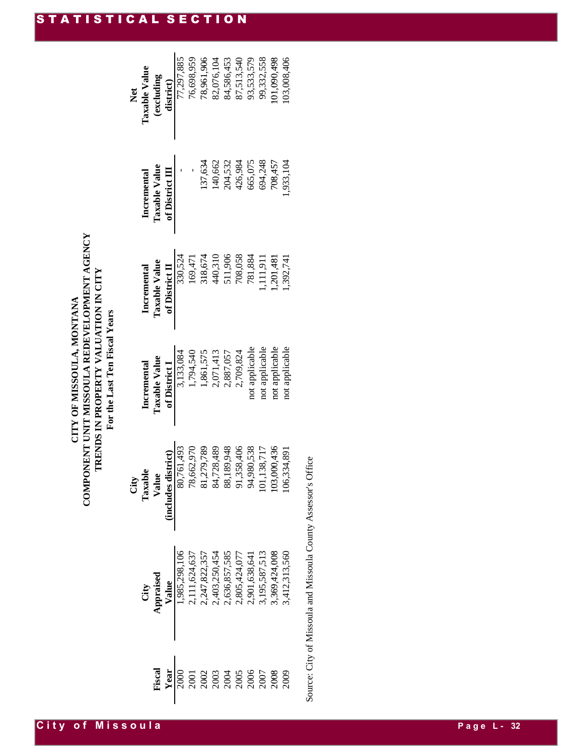# CITY OF MISSOULA, MONTANA
## COMPONENT UNIT MISSOULA REDEVELOPMENT AGENCY
## TRENDS IN PROPERTY VALUATION IN CITY
### For the Last Ten Fiscal Years

| Fiscal Year | City Appraised Value | City Taxable Value (includes district) | Incremental Taxable Value of District I | Incremental Taxable Value of District II | Incremental Taxable Value of District III | Net Taxable Value (excluding district) |
|---|---|---|---|---|---|---|
| 2000 | 1,985,298,106 | 80,761,493 | 3,133,084 | 330,524 | - | 77,297,885 |
| 2001 | 2,111,624,637 | 78,662,970 | 1,794,540 | 169,471 | - | 76,698,959 |
| 2002 | 2,247,822,357 | 81,279,789 | 1,861,575 | 318,674 | 137,634 | 78,961,906 |
| 2003 | 2,403,250,454 | 84,728,489 | 2,071,413 | 440,310 | 140,662 | 82,076,104 |
| 2004 | 2,636,857,585 | 88,189,948 | 2,887,057 | 511,906 | 204,532 | 84,586,453 |
| 2005 | 2,805,424,077 | 91,358,406 | 2,709,824 | 708,058 | 426,984 | 87,513,540 |
| 2006 | 2,901,638,641 | 94,980,538 | not applicable | 781,884 | 665,075 | 93,533,579 |
| 2007 | 3,195,587,513 | 101,138,717 | not applicable | 1,111,911 | 694,248 | 99,332,558 |
| 2008 | 3,369,424,008 | 103,000,436 | not applicable | 1,201,481 | 708,457 | 101,090,498 |
| 2009 | 3,412,313,560 | 106,334,891 | not applicable | 1,392,741 | 1,933,104 | 103,008,406 |

Source: City of Missoula and Missoula County Assessor's Office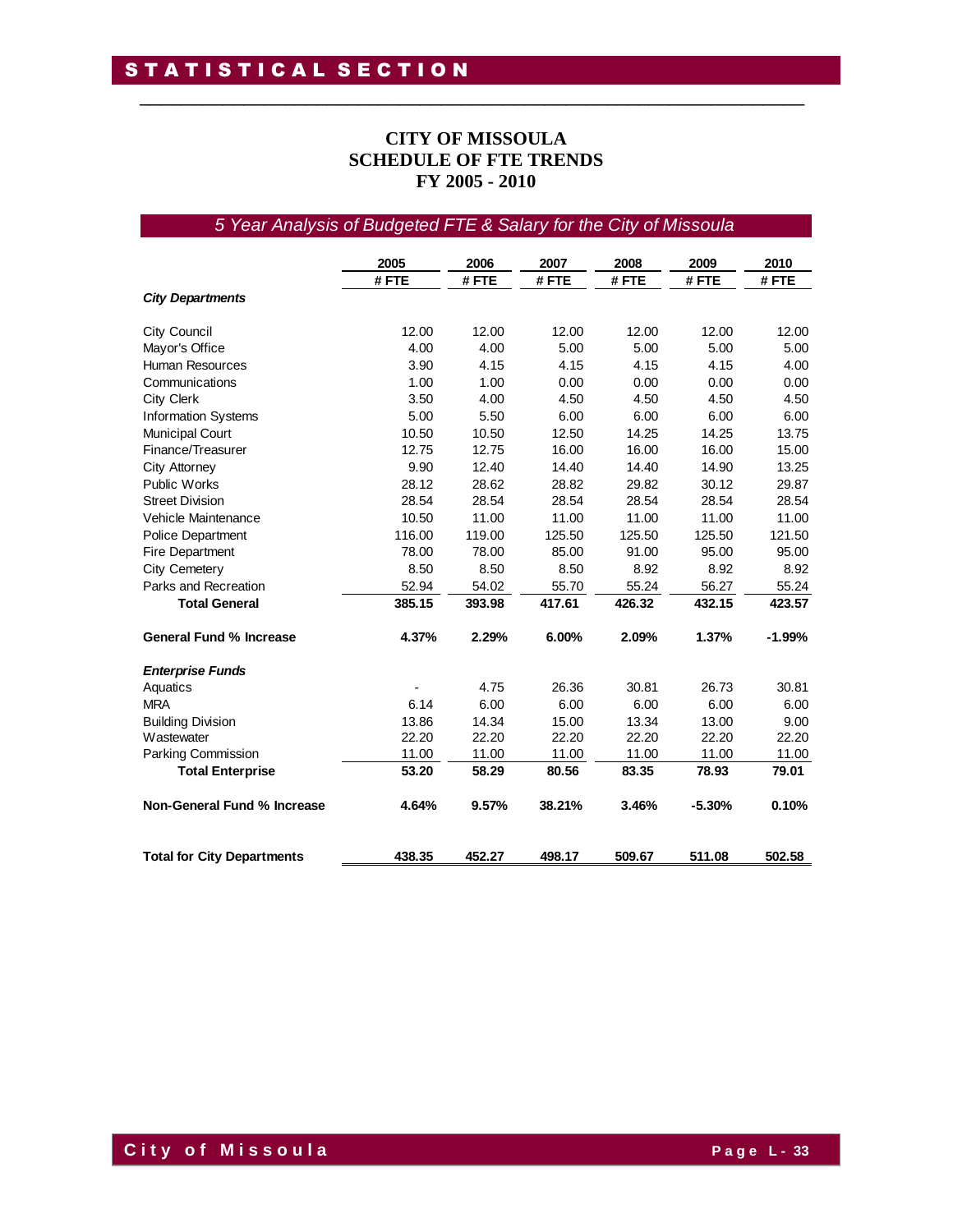# CITY OF MISSOULA
# SCHEDULE OF FTE TRENDS
# FY 2005 - 2010

*5 Year Analysis of Budgeted FTE & Salary for the City of Missoula*

| | 2005 | 2006 | 2007 | 2008 | 2009 | 2010 |
|---|---|---|---|---|---|---|
| | # FTE | # FTE | # FTE | # FTE | # FTE | # FTE |
| ***City Departments*** | | | | | | |
| City Council | 12.00 | 12.00 | 12.00 | 12.00 | 12.00 | 12.00 |
| Mayor's Office | 4.00 | 4.00 | 5.00 | 5.00 | 5.00 | 5.00 |
| Human Resources | 3.90 | 4.15 | 4.15 | 4.15 | 4.15 | 4.00 |
| Communications | 1.00 | 1.00 | 0.00 | 0.00 | 0.00 | 0.00 |
| City Clerk | 3.50 | 4.00 | 4.50 | 4.50 | 4.50 | 4.50 |
| Information Systems | 5.00 | 5.50 | 6.00 | 6.00 | 6.00 | 6.00 |
| Municipal Court | 10.50 | 10.50 | 12.50 | 14.25 | 14.25 | 13.75 |
| Finance/Treasurer | 12.75 | 12.75 | 16.00 | 16.00 | 16.00 | 15.00 |
| City Attorney | 9.90 | 12.40 | 14.40 | 14.40 | 14.90 | 13.25 |
| Public Works | 28.12 | 28.62 | 28.82 | 29.82 | 30.12 | 29.87 |
| Street Division | 28.54 | 28.54 | 28.54 | 28.54 | 28.54 | 28.54 |
| Vehicle Maintenance | 10.50 | 11.00 | 11.00 | 11.00 | 11.00 | 11.00 |
| Police Department | 116.00 | 119.00 | 125.50 | 125.50 | 125.50 | 121.50 |
| Fire Department | 78.00 | 78.00 | 85.00 | 91.00 | 95.00 | 95.00 |
| City Cemetery | 8.50 | 8.50 | 8.50 | 8.92 | 8.92 | 8.92 |
| Parks and Recreation | 52.94 | 54.02 | 55.70 | 55.24 | 56.27 | 55.24 |
| **Total General** | **385.15** | **393.98** | **417.61** | **426.32** | **432.15** | **423.57** |
| **General Fund % Increase** | **4.37%** | **2.29%** | **6.00%** | **2.09%** | **1.37%** | **-1.99%** |
| ***Enterprise Funds*** | | | | | | |
| Aquatics | - | 4.75 | 26.36 | 30.81 | 26.73 | 30.81 |
| MRA | 6.14 | 6.00 | 6.00 | 6.00 | 6.00 | 6.00 |
| Building Division | 13.86 | 14.34 | 15.00 | 13.34 | 13.00 | 9.00 |
| Wastewater | 22.20 | 22.20 | 22.20 | 22.20 | 22.20 | 22.20 |
| Parking Commission | 11.00 | 11.00 | 11.00 | 11.00 | 11.00 | 11.00 |
| **Total Enterprise** | **53.20** | **58.29** | **80.56** | **83.35** | **78.93** | **79.01** |
| **Non-General Fund % Increase** | **4.64%** | **9.57%** | **38.21%** | **3.46%** | **-5.30%** | **0.10%** |
| **Total for City Departments** | **438.35** | **452.27** | **498.17** | **509.67** | **511.08** | **502.58** |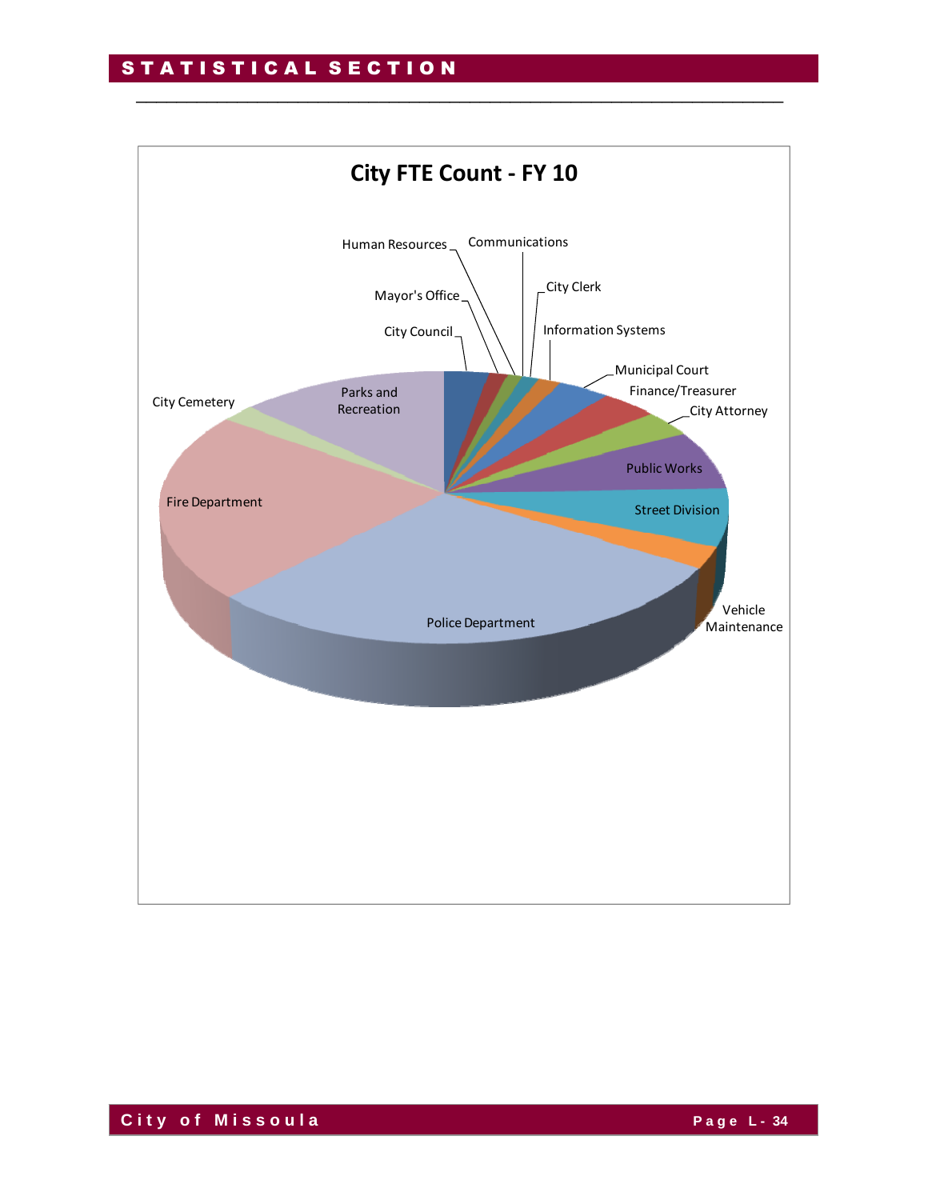## City FTE Count - FY 10

Human Resources

Communications

Mayor's Office

City Clerk

City Council

Information Systems

Municipal Court

Finance/Treasurer

City Attorney

City Cemetery

Parks and Recreation

Public Works

Street Division

Fire Department

Police Department

Vehicle Maintenance